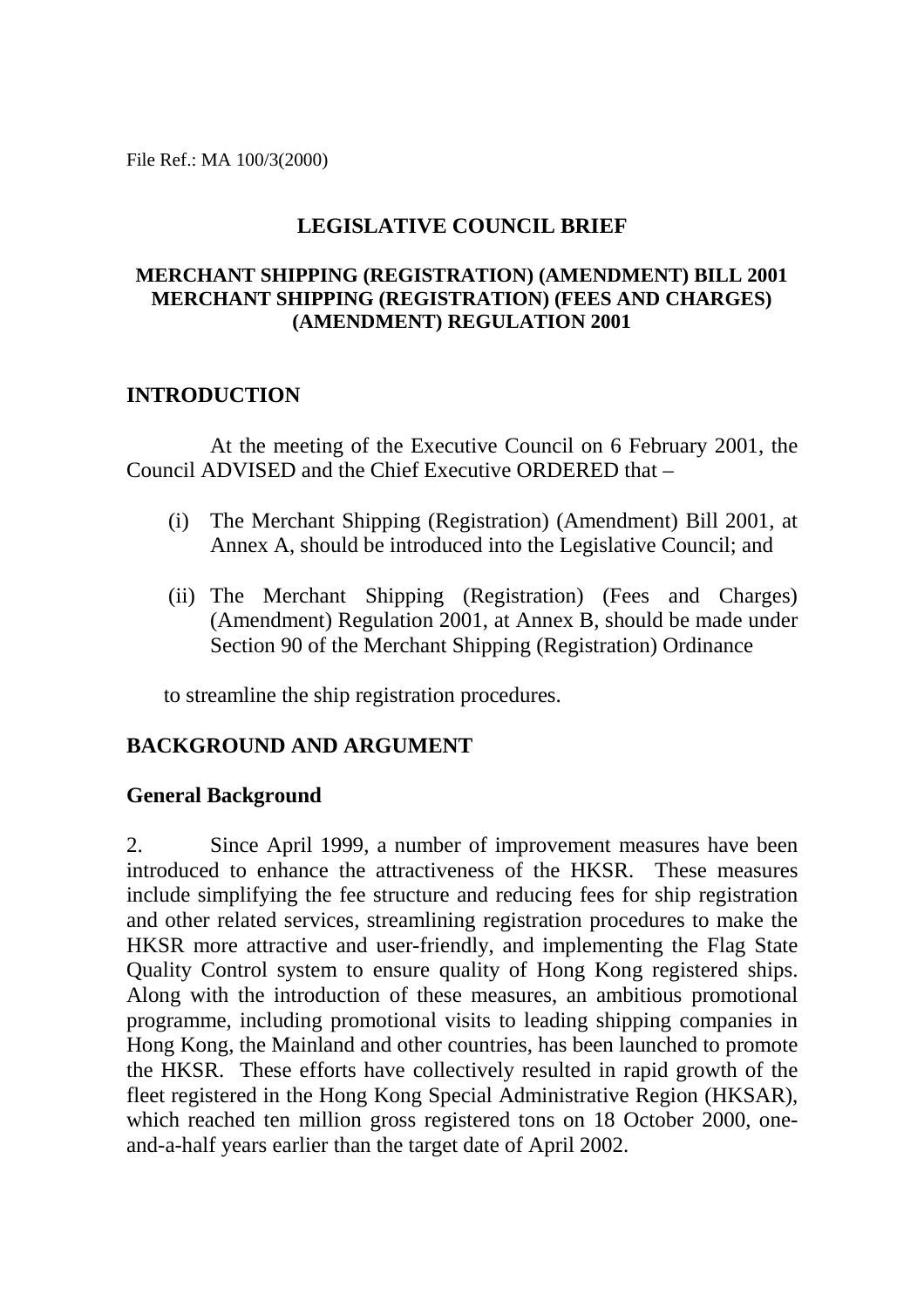File Ref.: MA 100/3(2000)

# LEGISLATIVE COUNCIL BRIEF

## MERCHANT SHIPPING (REGISTRATION) (AMENDMENT) BILL 2001 MERCHANT SHIPPING (REGISTRATION) (FEES AND CHARGES) (AMENDMENT) REGULATION 2001

## INTRODUCTION

At the meeting of the Executive Council on 6 February 2001, the Council ADVISED and the Chief Executive ORDERED that –

(i) The Merchant Shipping (Registration) (Amendment) Bill 2001, at Annex A, should be introduced into the Legislative Council; and

(ii) The Merchant Shipping (Registration) (Fees and Charges) (Amendment) Regulation 2001, at Annex B, should be made under Section 90 of the Merchant Shipping (Registration) Ordinance

to streamline the ship registration procedures.

## BACKGROUND AND ARGUMENT

### General Background

2. Since April 1999, a number of improvement measures have been introduced to enhance the attractiveness of the HKSR. These measures include simplifying the fee structure and reducing fees for ship registration and other related services, streamlining registration procedures to make the HKSR more attractive and user-friendly, and implementing the Flag State Quality Control system to ensure quality of Hong Kong registered ships. Along with the introduction of these measures, an ambitious promotional programme, including promotional visits to leading shipping companies in Hong Kong, the Mainland and other countries, has been launched to promote the HKSR. These efforts have collectively resulted in rapid growth of the fleet registered in the Hong Kong Special Administrative Region (HKSAR), which reached ten million gross registered tons on 18 October 2000, one-and-a-half years earlier than the target date of April 2002.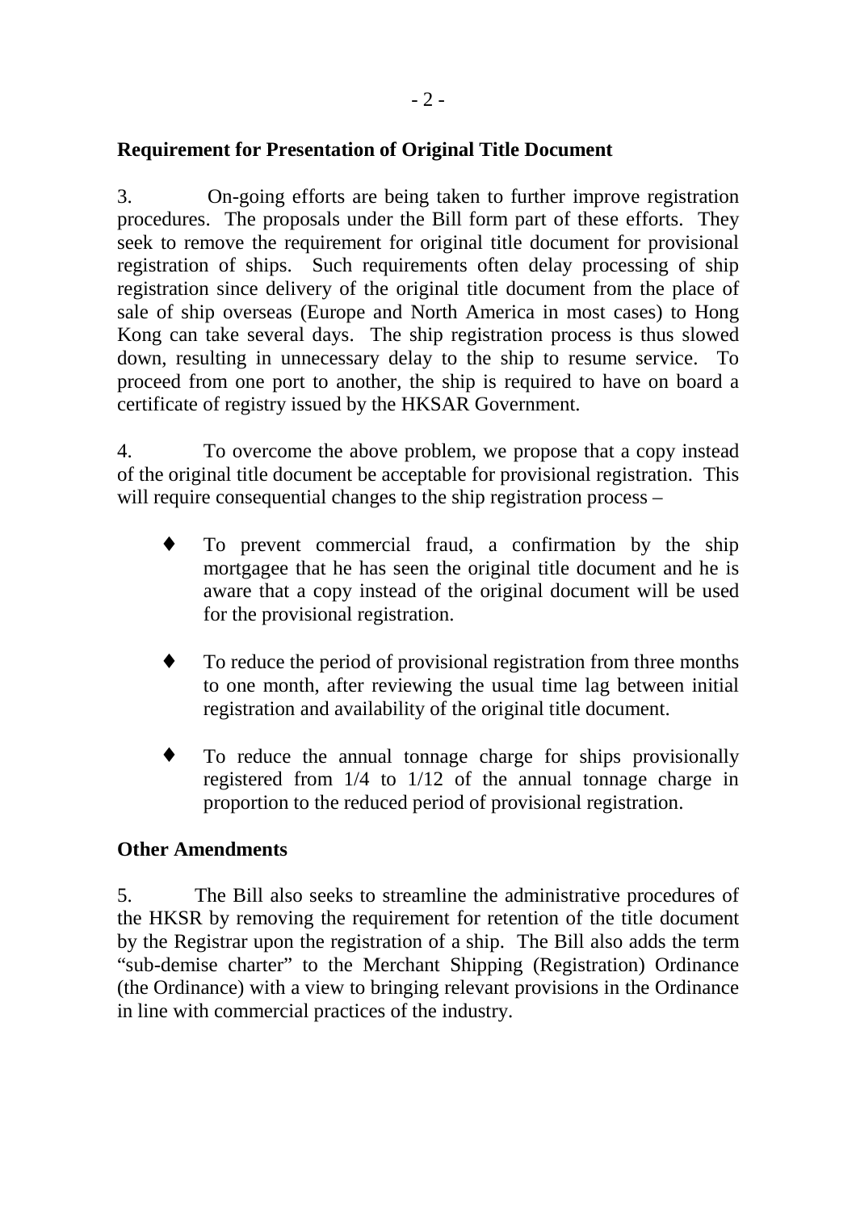**Requirement for Presentation of Original Title Document**

3. On-going efforts are being taken to further improve registration procedures. The proposals under the Bill form part of these efforts. They seek to remove the requirement for original title document for provisional registration of ships. Such requirements often delay processing of ship registration since delivery of the original title document from the place of sale of ship overseas (Europe and North America in most cases) to Hong Kong can take several days. The ship registration process is thus slowed down, resulting in unnecessary delay to the ship to resume service. To proceed from one port to another, the ship is required to have on board a certificate of registry issued by the HKSAR Government.

4. To overcome the above problem, we propose that a copy instead of the original title document be acceptable for provisional registration. This will require consequential changes to the ship registration process –

- To prevent commercial fraud, a confirmation by the ship mortgagee that he has seen the original title document and he is aware that a copy instead of the original document will be used for the provisional registration.

- To reduce the period of provisional registration from three months to one month, after reviewing the usual time lag between initial registration and availability of the original title document.

- To reduce the annual tonnage charge for ships provisionally registered from 1/4 to 1/12 of the annual tonnage charge in proportion to the reduced period of provisional registration.

**Other Amendments**

5. The Bill also seeks to streamline the administrative procedures of the HKSR by removing the requirement for retention of the title document by the Registrar upon the registration of a ship. The Bill also adds the term "sub-demise charter" to the Merchant Shipping (Registration) Ordinance (the Ordinance) with a view to bringing relevant provisions in the Ordinance in line with commercial practices of the industry.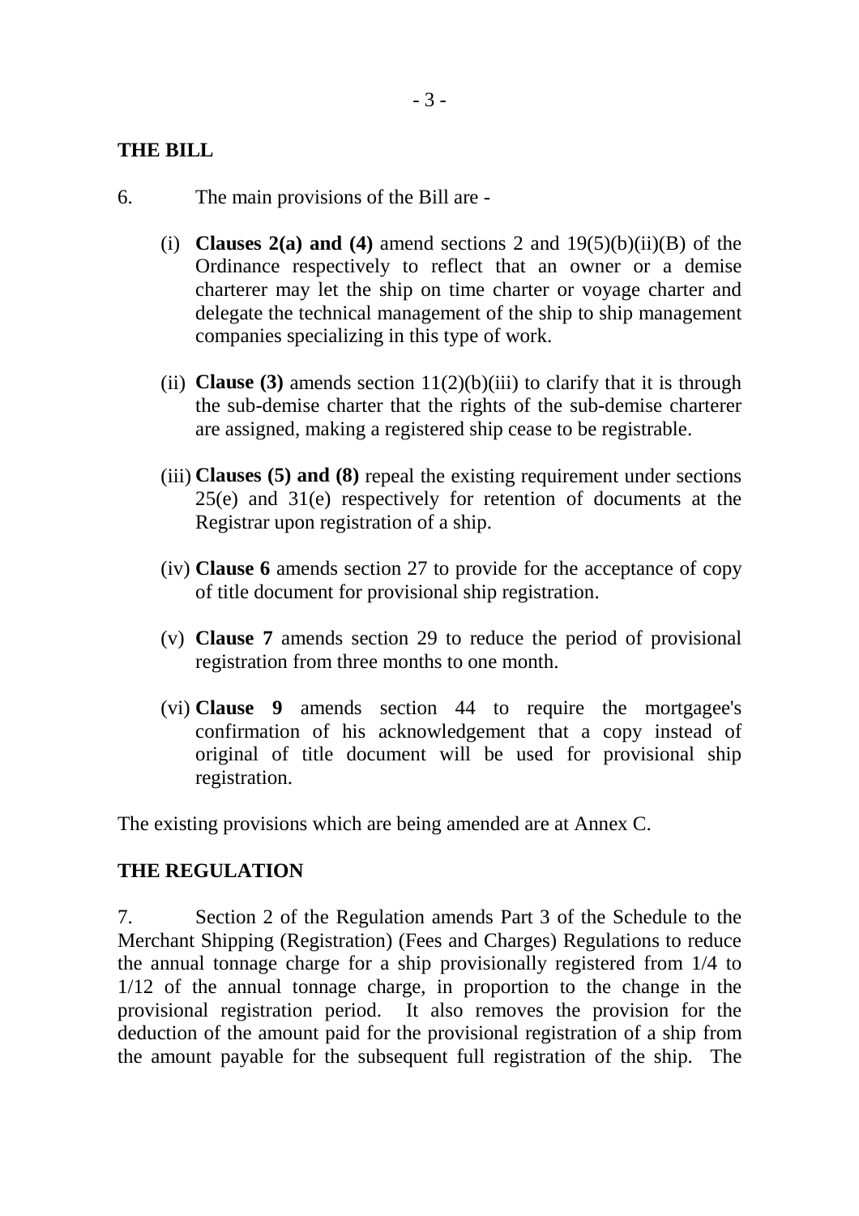**THE BILL**

6. The main provisions of the Bill are -

(i) **Clauses 2(a) and (4)** amend sections 2 and 19(5)(b)(ii)(B) of the Ordinance respectively to reflect that an owner or a demise charterer may let the ship on time charter or voyage charter and delegate the technical management of the ship to ship management companies specializing in this type of work.

(ii) **Clause (3)** amends section 11(2)(b)(iii) to clarify that it is through the sub-demise charter that the rights of the sub-demise charterer are assigned, making a registered ship cease to be registrable.

(iii) **Clauses (5) and (8)** repeal the existing requirement under sections 25(e) and 31(e) respectively for retention of documents at the Registrar upon registration of a ship.

(iv) **Clause 6** amends section 27 to provide for the acceptance of copy of title document for provisional ship registration.

(v) **Clause 7** amends section 29 to reduce the period of provisional registration from three months to one month.

(vi) **Clause 9** amends section 44 to require the mortgagee's confirmation of his acknowledgement that a copy instead of original of title document will be used for provisional ship registration.

The existing provisions which are being amended are at Annex C.

**THE REGULATION**

7. Section 2 of the Regulation amends Part 3 of the Schedule to the Merchant Shipping (Registration) (Fees and Charges) Regulations to reduce the annual tonnage charge for a ship provisionally registered from 1/4 to 1/12 of the annual tonnage charge, in proportion to the change in the provisional registration period. It also removes the provision for the deduction of the amount paid for the provisional registration of a ship from the amount payable for the subsequent full registration of the ship. The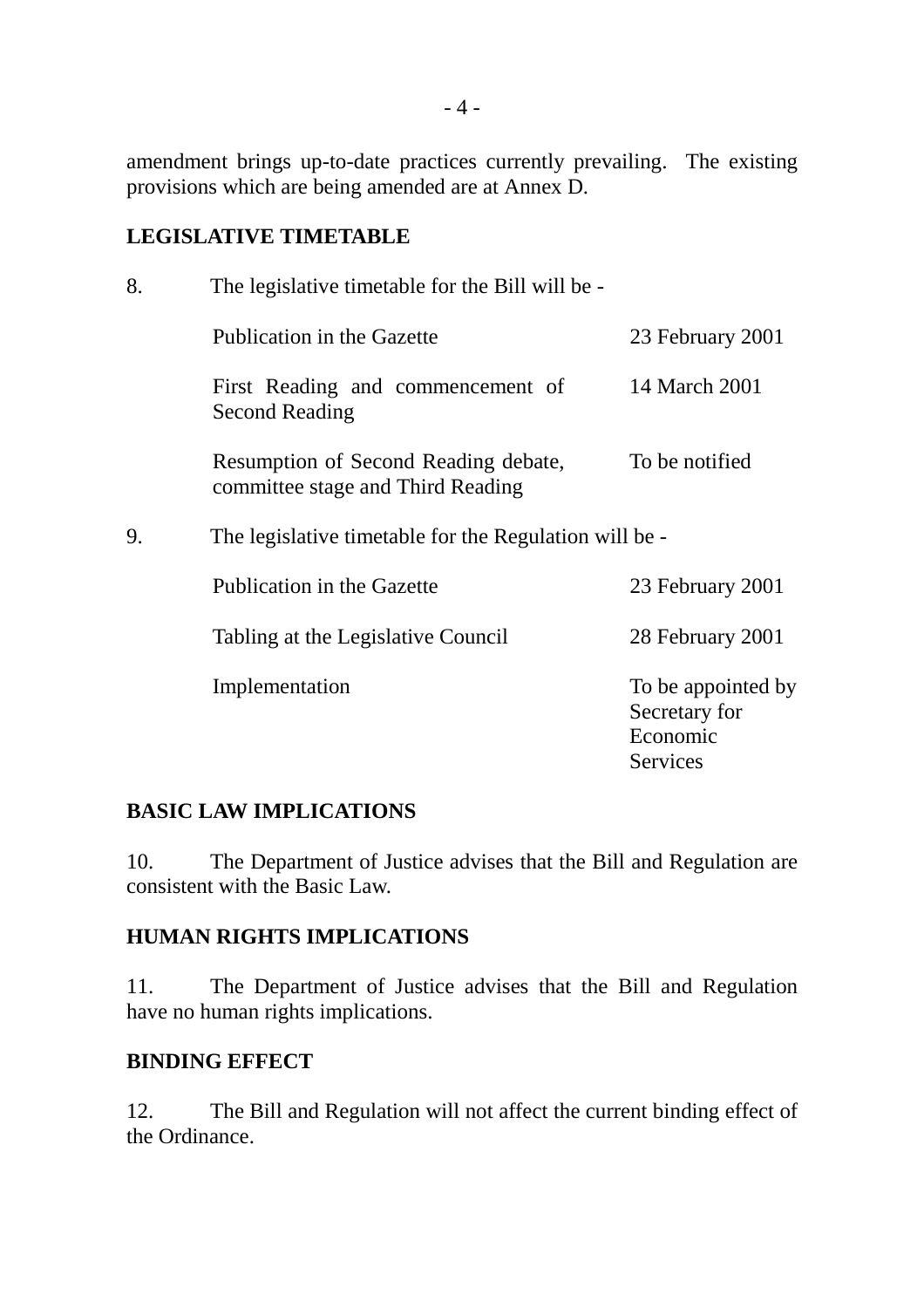amendment brings up-to-date practices currently prevailing. The existing provisions which are being amended are at Annex D.

**LEGISLATIVE TIMETABLE**

8. The legislative timetable for the Bill will be -

| | |
|---|---|
| Publication in the Gazette | 23 February 2001 |
| First Reading and commencement of Second Reading | 14 March 2001 |
| Resumption of Second Reading debate, committee stage and Third Reading | To be notified |

9. The legislative timetable for the Regulation will be -

| | |
|---|---|
| Publication in the Gazette | 23 February 2001 |
| Tabling at the Legislative Council | 28 February 2001 |
| Implementation | To be appointed by Secretary for Economic Services |

**BASIC LAW IMPLICATIONS**

10. The Department of Justice advises that the Bill and Regulation are consistent with the Basic Law.

**HUMAN RIGHTS IMPLICATIONS**

11. The Department of Justice advises that the Bill and Regulation have no human rights implications.

**BINDING EFFECT**

12. The Bill and Regulation will not affect the current binding effect of the Ordinance.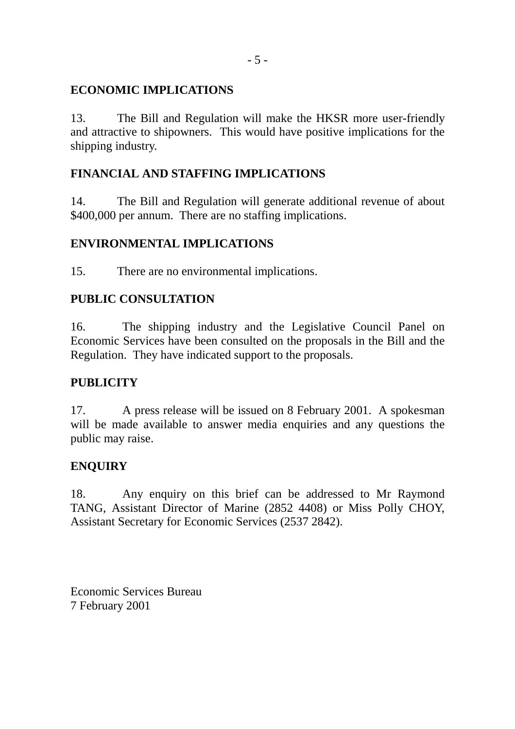## ECONOMIC IMPLICATIONS

13. The Bill and Regulation will make the HKSR more user-friendly and attractive to shipowners. This would have positive implications for the shipping industry.

## FINANCIAL AND STAFFING IMPLICATIONS

14. The Bill and Regulation will generate additional revenue of about $400,000 per annum. There are no staffing implications.

## ENVIRONMENTAL IMPLICATIONS

15. There are no environmental implications.

## PUBLIC CONSULTATION

16. The shipping industry and the Legislative Council Panel on Economic Services have been consulted on the proposals in the Bill and the Regulation. They have indicated support to the proposals.

## PUBLICITY

17. A press release will be issued on 8 February 2001. A spokesman will be made available to answer media enquiries and any questions the public may raise.

## ENQUIRY

18. Any enquiry on this brief can be addressed to Mr Raymond TANG, Assistant Director of Marine (2852 4408) or Miss Polly CHOY, Assistant Secretary for Economic Services (2537 2842).

Economic Services Bureau
7 February 2001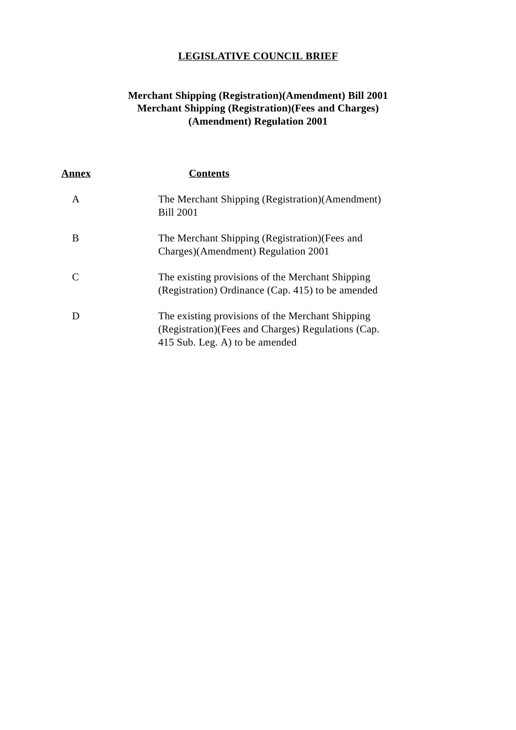**LEGISLATIVE COUNCIL BRIEF**

**Merchant Shipping (Registration)(Amendment) Bill 2001**
**Merchant Shipping (Registration)(Fees and Charges)**
**(Amendment) Regulation 2001**

| **Annex** | **Contents** |
| --- | --- |
| A | The Merchant Shipping (Registration)(Amendment) Bill 2001 |
| B | The Merchant Shipping (Registration)(Fees and Charges)(Amendment) Regulation 2001 |
| C | The existing provisions of the Merchant Shipping (Registration) Ordinance (Cap. 415) to be amended |
| D | The existing provisions of the Merchant Shipping (Registration)(Fees and Charges) Regulations (Cap. 415 Sub. Leg. A) to be amended |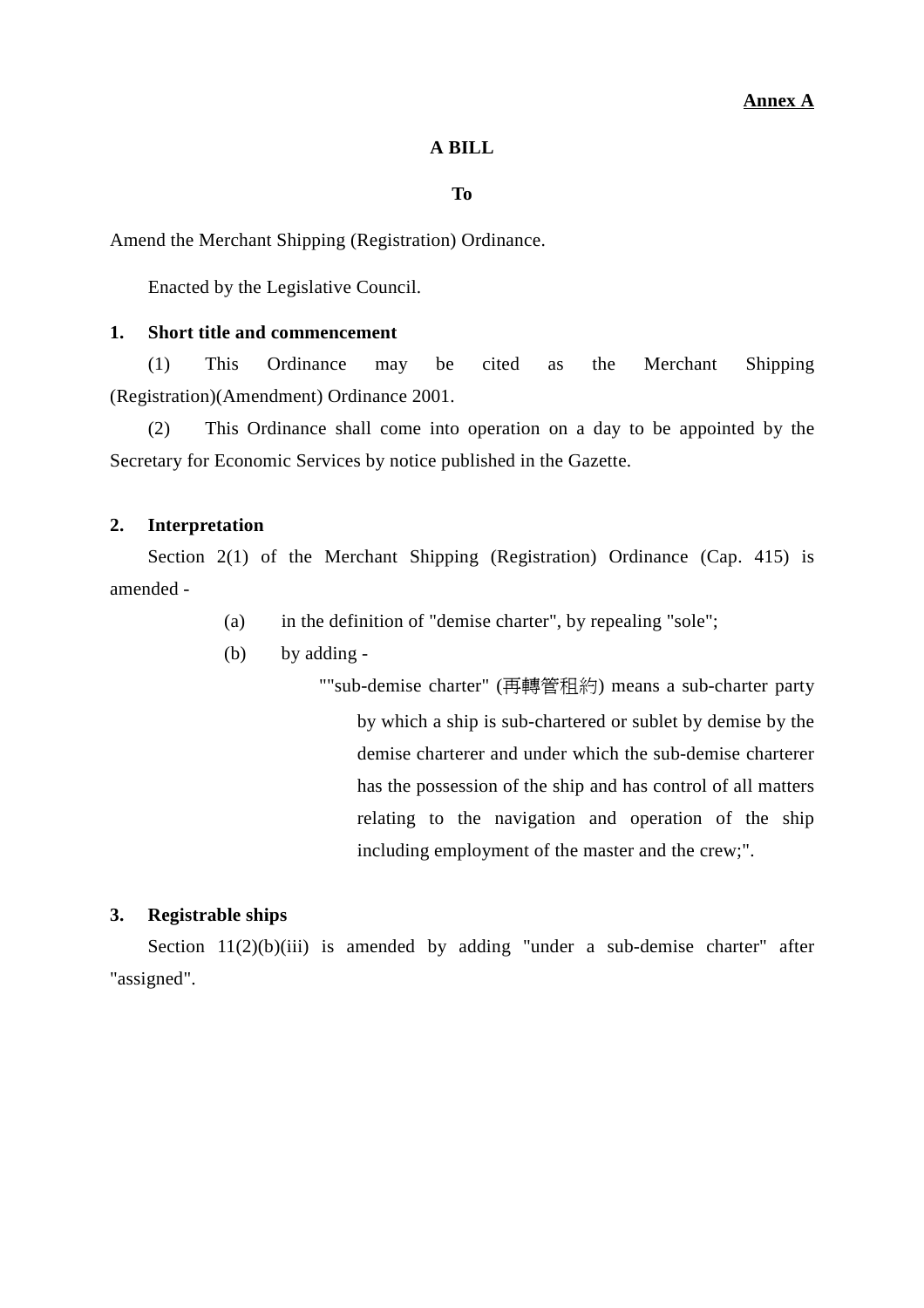**Annex A**

**A BILL**

**To**

Amend the Merchant Shipping (Registration) Ordinance.

Enacted by the Legislative Council.

**1. Short title and commencement**

(1) This Ordinance may be cited as the Merchant Shipping (Registration)(Amendment) Ordinance 2001.

(2) This Ordinance shall come into operation on a day to be appointed by the Secretary for Economic Services by notice published in the Gazette.

**2. Interpretation**

Section 2(1) of the Merchant Shipping (Registration) Ordinance (Cap. 415) is amended -

(a) in the definition of "demise charter", by repealing "sole";

(b) by adding -

""sub-demise charter" (再轉管租約) means a sub-charter party by which a ship is sub-chartered or sublet by demise by the demise charterer and under which the sub-demise charterer has the possession of the ship and has control of all matters relating to the navigation and operation of the ship including employment of the master and the crew;".

**3. Registrable ships**

Section 11(2)(b)(iii) is amended by adding "under a sub-demise charter" after "assigned".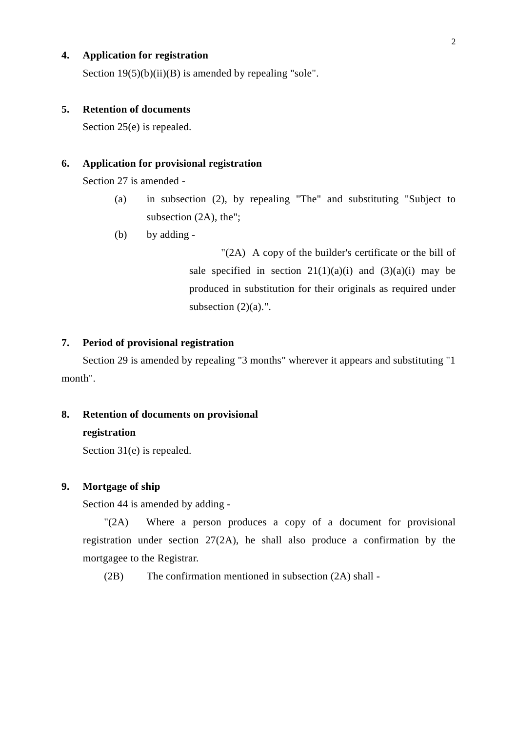**4. Application for registration**

Section 19(5)(b)(ii)(B) is amended by repealing "sole".

**5. Retention of documents**

Section 25(e) is repealed.

**6. Application for provisional registration**

Section 27 is amended -

(a) in subsection (2), by repealing "The" and substituting "Subject to subsection (2A), the";

(b) by adding -

"(2A) A copy of the builder's certificate or the bill of sale specified in section 21(1)(a)(i) and (3)(a)(i) may be produced in substitution for their originals as required under subsection (2)(a).".

**7. Period of provisional registration**

Section 29 is amended by repealing "3 months" wherever it appears and substituting "1 month".

**8. Retention of documents on provisional registration**

Section 31(e) is repealed.

**9. Mortgage of ship**

Section 44 is amended by adding -

"(2A) Where a person produces a copy of a document for provisional registration under section 27(2A), he shall also produce a confirmation by the mortgagee to the Registrar.

(2B) The confirmation mentioned in subsection (2A) shall -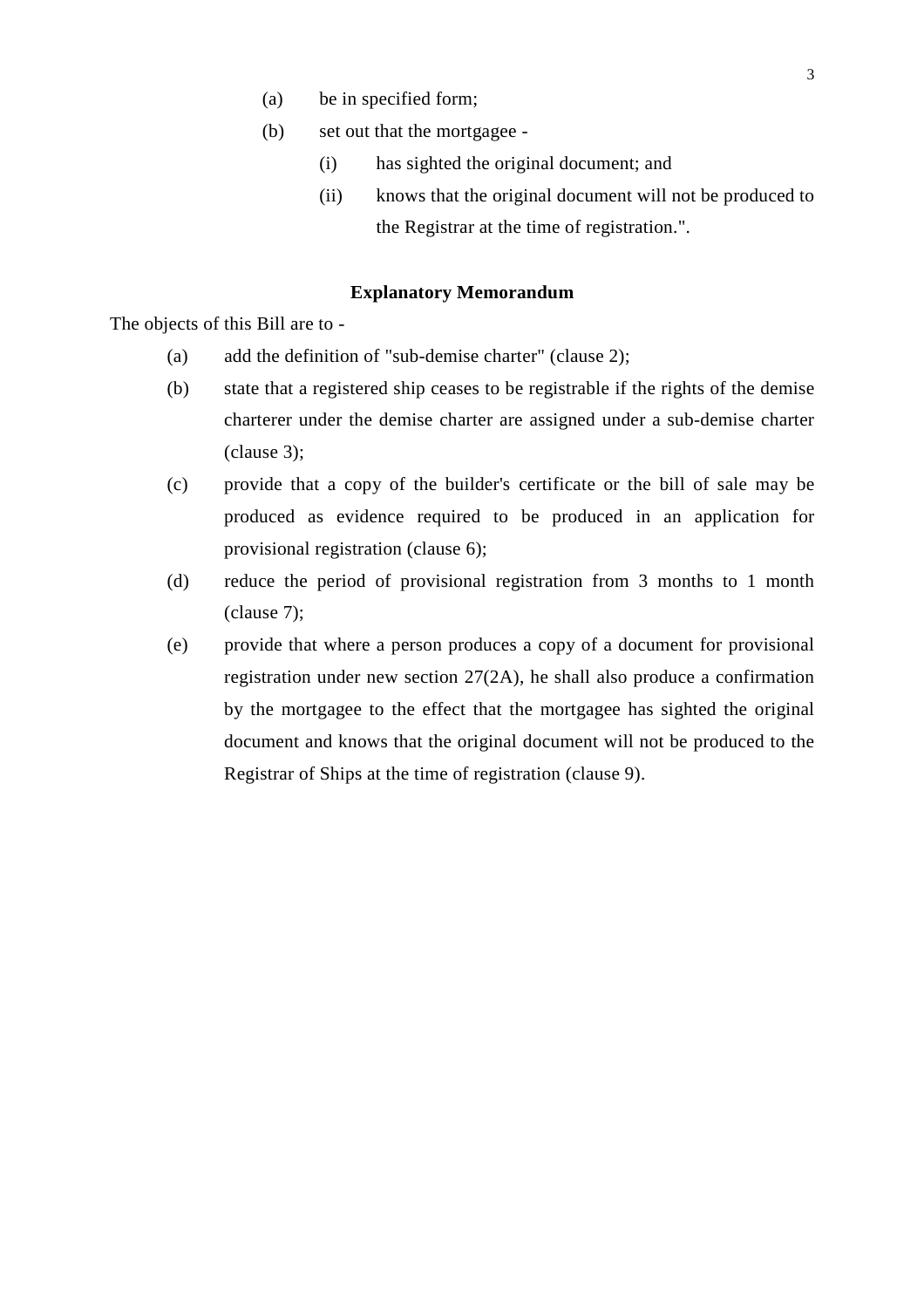(a) be in specified form;

(b) set out that the mortgagee -

  (i) has sighted the original document; and

  (ii) knows that the original document will not be produced to the Registrar at the time of registration.".

**Explanatory Memorandum**

The objects of this Bill are to -

(a) add the definition of "sub-demise charter" (clause 2);

(b) state that a registered ship ceases to be registrable if the rights of the demise charterer under the demise charter are assigned under a sub-demise charter (clause 3);

(c) provide that a copy of the builder's certificate or the bill of sale may be produced as evidence required to be produced in an application for provisional registration (clause 6);

(d) reduce the period of provisional registration from 3 months to 1 month (clause 7);

(e) provide that where a person produces a copy of a document for provisional registration under new section 27(2A), he shall also produce a confirmation by the mortgagee to the effect that the mortgagee has sighted the original document and knows that the original document will not be produced to the Registrar of Ships at the time of registration (clause 9).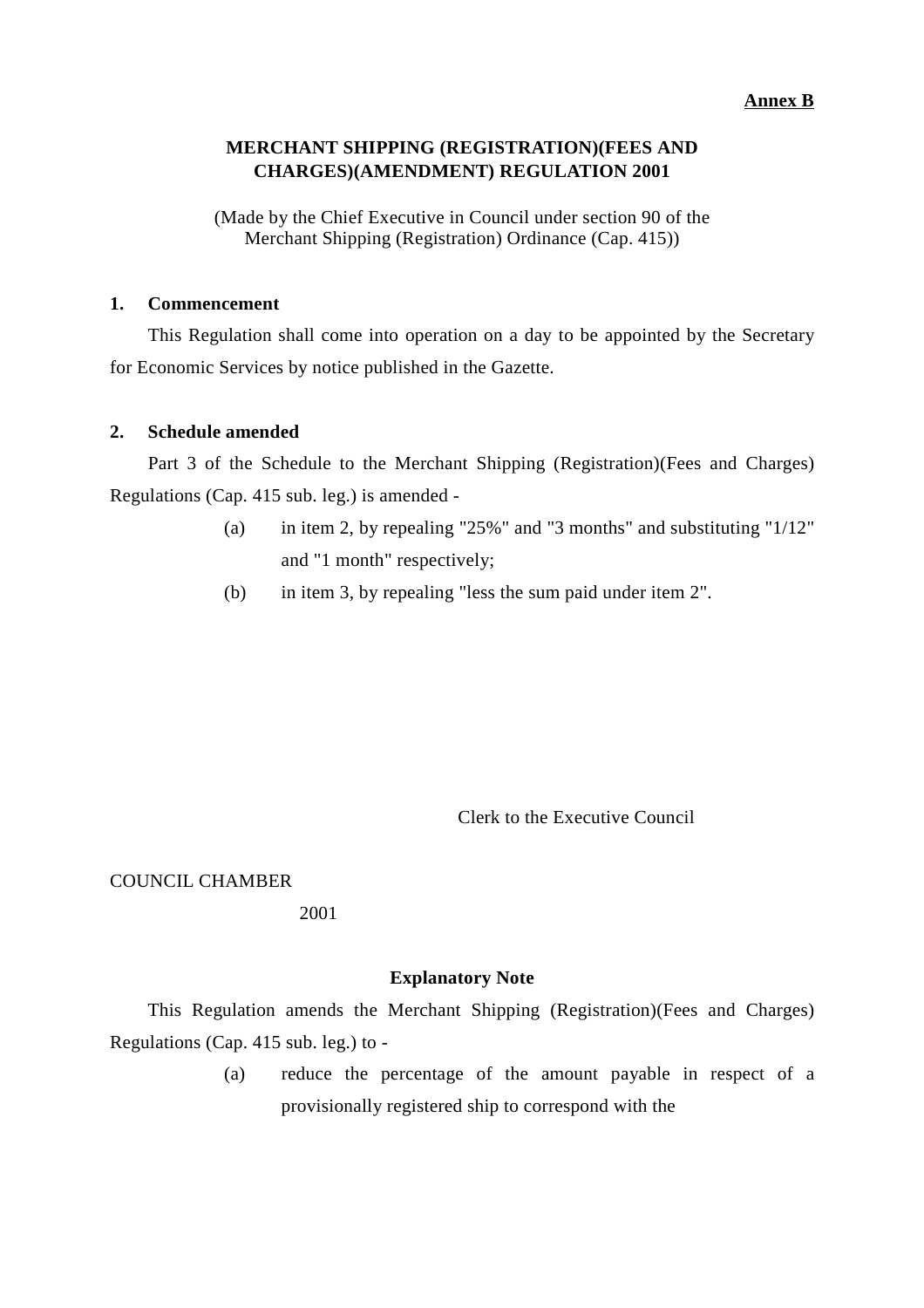**Annex B**

# MERCHANT SHIPPING (REGISTRATION)(FEES AND CHARGES)(AMENDMENT) REGULATION 2001

(Made by the Chief Executive in Council under section 90 of the Merchant Shipping (Registration) Ordinance (Cap. 415))

**1. Commencement**

This Regulation shall come into operation on a day to be appointed by the Secretary for Economic Services by notice published in the Gazette.

**2. Schedule amended**

Part 3 of the Schedule to the Merchant Shipping (Registration)(Fees and Charges) Regulations (Cap. 415 sub. leg.) is amended -

(a) in item 2, by repealing "25%" and "3 months" and substituting "1/12" and "1 month" respectively;

(b) in item 3, by repealing "less the sum paid under item 2".

Clerk to the Executive Council

COUNCIL CHAMBER

2001

**Explanatory Note**

This Regulation amends the Merchant Shipping (Registration)(Fees and Charges) Regulations (Cap. 415 sub. leg.) to -

(a) reduce the percentage of the amount payable in respect of a provisionally registered ship to correspond with the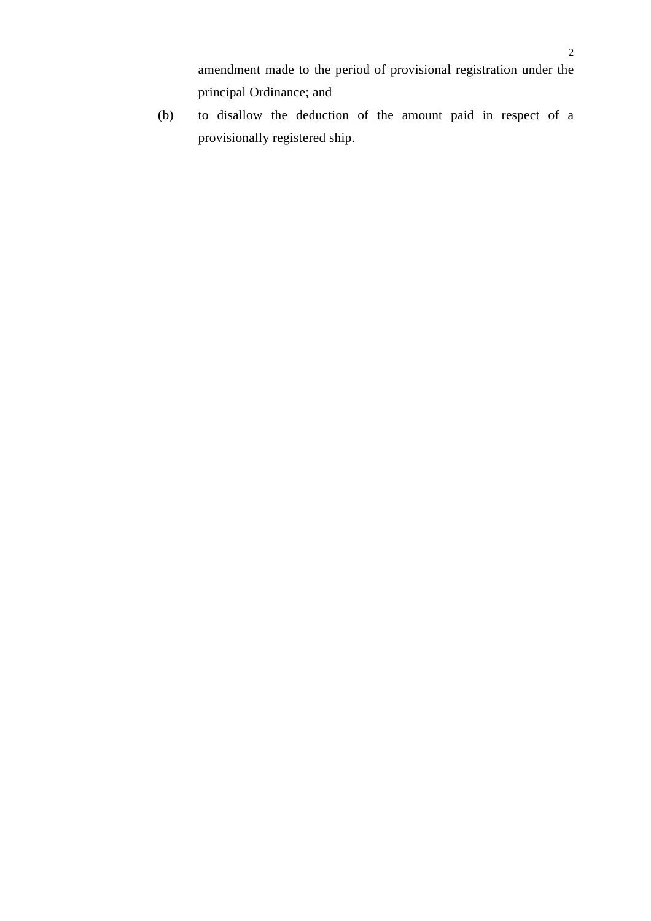amendment made to the period of provisional registration under the principal Ordinance; and

(b) to disallow the deduction of the amount paid in respect of a provisionally registered ship.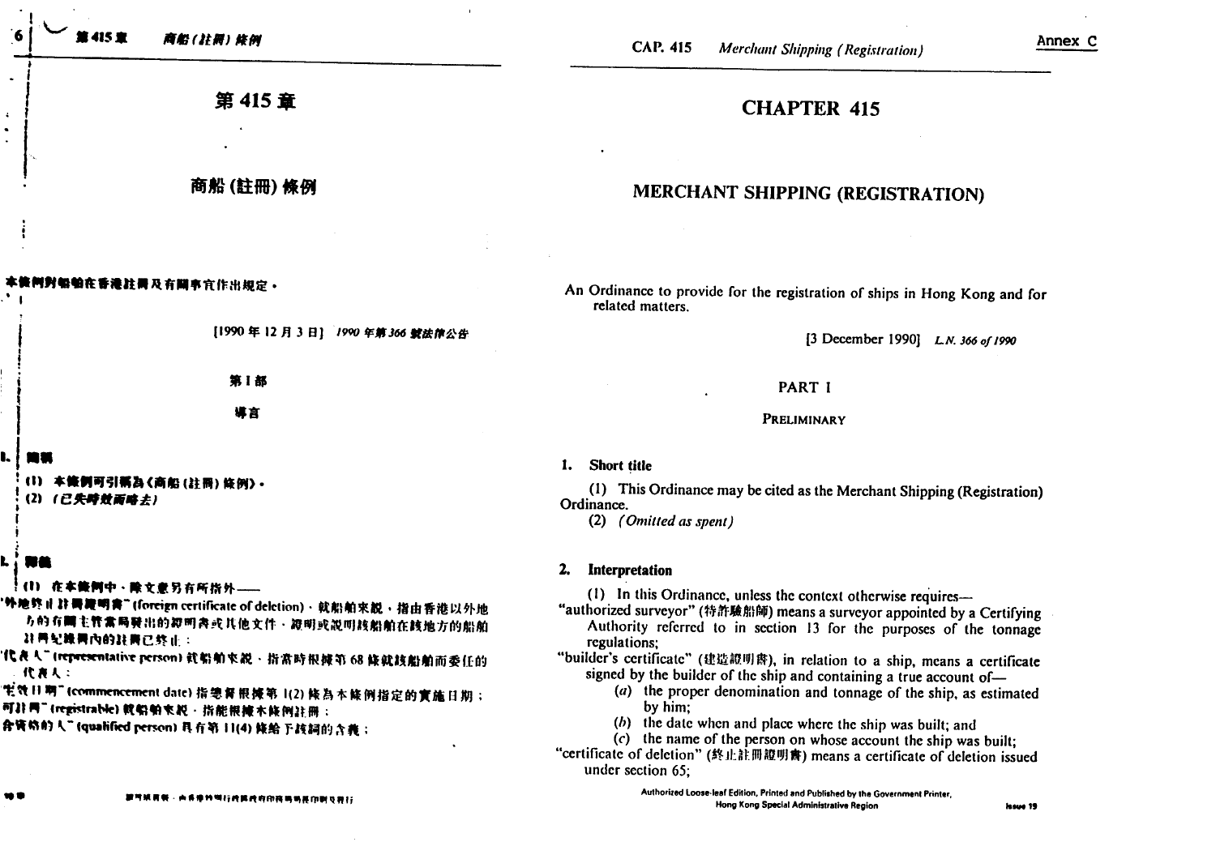# 第415章

## 商船(註冊)條例

本條例對船舶在香港註冊及有關事宜作出規定。

[1990年12月3日] *1990年第366號法律公告*

### 第I部

### 導言

**1. 簡稱**

(1) 本條例可引稱為《商船(註冊)條例》。

(2) *(已失時效而略去)*

**2. 釋義**

(1) 在本條例中,除文意另有所指外——

"外地終止註冊證明書" (foreign certificate of deletion),就船舶來說,指由香港以外地方的有關主管當局發出的證明書或其他文件,證明或說明該船舶在該地方的船舶註冊紀錄冊內的註冊已終止;

"代表人" (representative person) 就船舶來說,指當時根據第68條就該船舶而委任的代表人;

"生效日期" (commencement date) 指總督根據第1(2)條為本條例指定的實施日期;

"可註冊" (registrable) 就船舶來說,指能根據本條例註冊;

"合資格的人" (qualified person) 具有第11(4)條給予該詞的含義;

# CHAPTER 415

## MERCHANT SHIPPING (REGISTRATION)

An Ordinance to provide for the registration of ships in Hong Kong and for related matters.

[3 December 1990] *L.N. 366 of 1990*

### PART I

### PRELIMINARY

**1. Short title**

(1) This Ordinance may be cited as the Merchant Shipping (Registration) Ordinance.

(2) *(Omitted as spent)*

**2. Interpretation**

(1) In this Ordinance, unless the context otherwise requires—

"authorized surveyor" (特許驗船師) means a surveyor appointed by a Certifying Authority referred to in section 13 for the purposes of the tonnage regulations;

"builder's certificate" (建造證明書), in relation to a ship, means a certificate signed by the builder of the ship and containing a true account of—

(*a*) the proper denomination and tonnage of the ship, as estimated by him;

(*b*) the date when and place where the ship was built; and

(*c*) the name of the person on whose account the ship was built;

"certificate of deletion" (終止註冊證明書) means a certificate of deletion issued under section 65;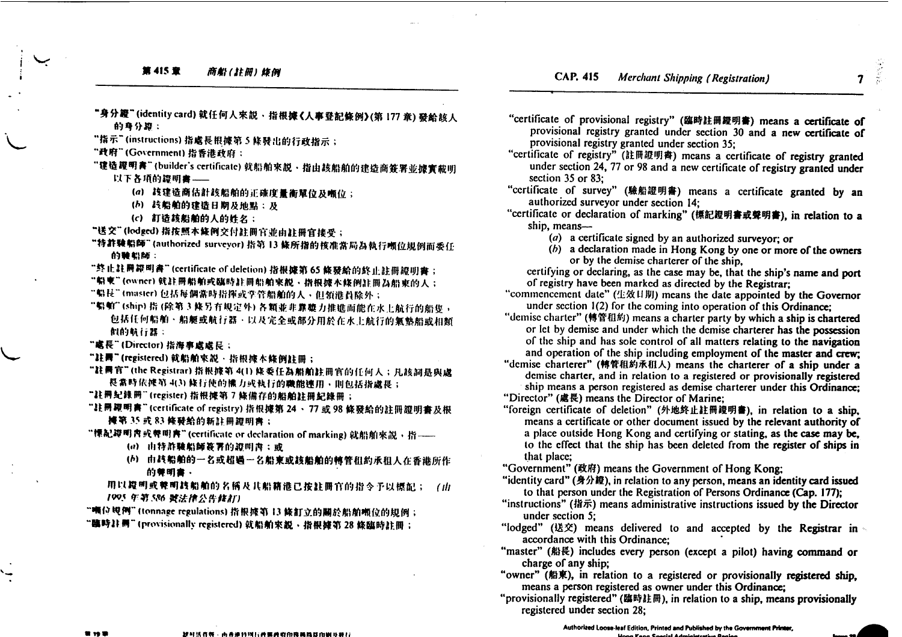"身分證" (identity card) 就任何人來說，指根據《人事登記條例》(第 177 章) 發給該人的身分證；

"指示" (instructions) 指處長根據第 5 條發出的行政指示；

"政府" (Government) 指香港政府；

"建造證明書" (builder's certificate) 就船舶來說，指由該船舶的建造商簽署並據實載明以下各項的證明書——

(a) 該建造商估計該船舶的正確度量衡單位及噸位；

(b) 該船舶的建造日期及地點；及

(c) 訂造該船舶的人的姓名；

"送交" (lodged) 指按照本條例交付註冊官並由註冊官接受；

"特許驗船師" (authorized surveyor) 指第 13 條所指的核准當局為執行噸位規例而委任的驗船師；

"終止註冊證明書" (certificate of deletion) 指根據第 65 條發給的終止註冊證明書；

"船東" (owner) 就註冊船舶或臨時註冊船舶來說，指根據本條例註冊為船東的人；

"船長" (master) 包括每個當時指揮或掌管船舶的人，但領港員除外；

"船舶" (ship) 指 (除第 3 條另有規定外) 各類並非靠槳力推進而能在水上航行的船隻，包括任何船舶、船艇或航行器，以及完全或部分用於在水上航行的氣墊船或相類似的航行器；

"處長" (Director) 指海事處處長；

"註冊" (registered) 就船舶來說，指根據本條例註冊；

"註冊官" (the Registrar) 指根據第 4(1) 條委任為船舶註冊官的任何人；凡該詞是與處長當時依據第 4(3) 條行使的權力或執行的職能連用，則包括指處長；

"註冊紀錄冊" (register) 指根據第 7 條備存的船舶註冊紀錄冊；

"註冊證明書" (certificate of registry) 指根據第 24、77 或 98 條發給的註冊證明書及根據第 35 或 83 條發給的新註冊證明書；

"標記證明書或聲明書" (certificate or declaration of marking) 就船舶來說，指——

(a) 由特許驗船師簽署的證明書；或

(b) 由該船舶的一名或超過一名船東或該船舶的轉管租約承租人在香港所作的聲明書，

用以證明或聲明該船舶的名稱及其船籍港已按註冊官的指令予以標記；（由 1995 年第 586 號法律公告修訂）

"噸位規例" (tonnage regulations) 指根據第 13 條訂立的關於船舶噸位的規例；

"臨時註冊" (provisionally registered) 就船舶來說，指根據第 28 條臨時註冊；

"certificate of provisional registry" (臨時註冊證明書) means a certificate of provisional registry granted under section 30 and a new certificate of provisional registry granted under section 35;

"certificate of registry" (註冊證明書) means a certificate of registry granted under section 24, 77 or 98 and a new certificate of registry granted under section 35 or 83;

"certificate of survey" (驗船證明書) means a certificate granted by an authorized surveyor under section 14;

"certificate or declaration of marking" (標記證明書或聲明書), in relation to a ship, means—

(a) a certificate signed by an authorized surveyor; or

(b) a declaration made in Hong Kong by one or more of the owners or by the demise charterer of the ship,

certifying or declaring, as the case may be, that the ship's name and port of registry have been marked as directed by the Registrar;

"commencement date" (生效日期) means the date appointed by the Governor under section 1(2) for the coming into operation of this Ordinance;

"demise charter" (轉管租約) means a charter party by which a ship is chartered or let by demise and under which the demise charterer has the possession of the ship and has sole control of all matters relating to the navigation and operation of the ship including employment of the master and crew;

"demise charterer" (轉管租約承租人) means the charterer of a ship under a demise charter, and in relation to a registered or provisionally registered ship means a person registered as demise charterer under this Ordinance;

"Director" (處長) means the Director of Marine;

"foreign certificate of deletion" (外地終止註冊證明書), in relation to a ship, means a certificate or other document issued by the relevant authority of a place outside Hong Kong and certifying or stating, as the case may be, to the effect that the ship has been deleted from the register of ships in that place;

"Government" (政府) means the Government of Hong Kong;

"identity card" (身分證), in relation to any person, means an identity card issued to that person under the Registration of Persons Ordinance (Cap. 177);

"instructions" (指示) means administrative instructions issued by the Director under section 5;

"lodged" (送交) means delivered to and accepted by the Registrar in accordance with this Ordinance;

"master" (船長) includes every person (except a pilot) having command or charge of any ship;

"owner" (船東), in relation to a registered or provisionally registered ship, means a person registered as owner under this Ordinance;

"provisionally registered" (臨時註冊), in relation to a ship, means provisionally registered under section 28;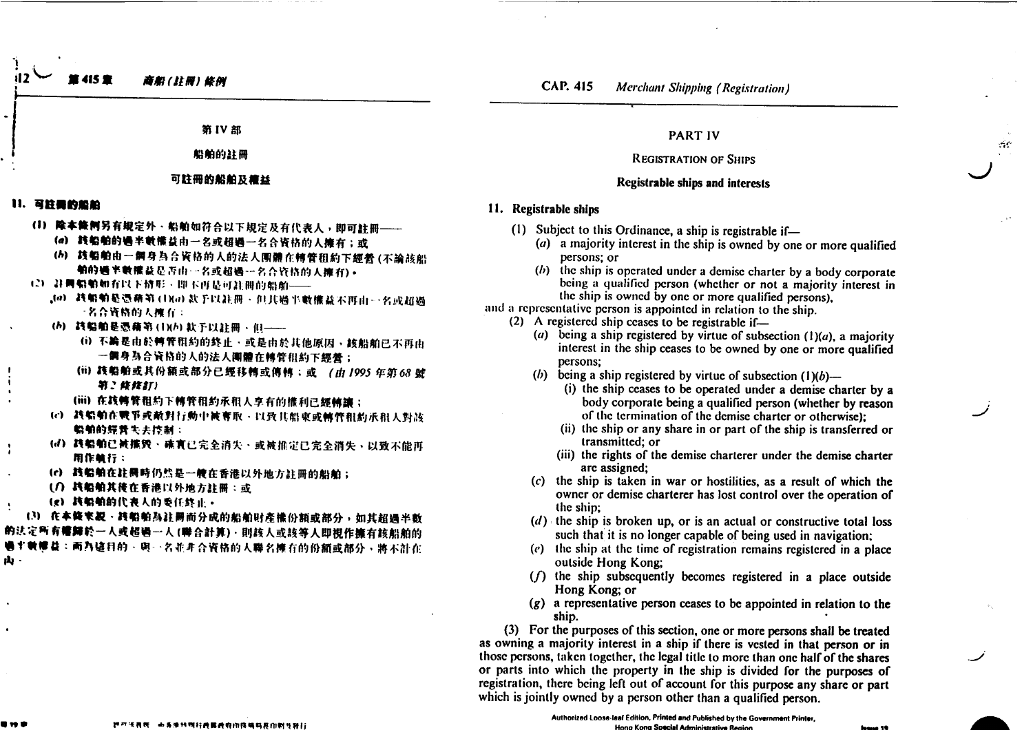# 第 IV 部

## 船舶的註冊

### 可註冊的船舶及權益

**11. 可註冊的船舶**

(1) 除本條例另有規定外，船舶如符合以下規定及有代表人，即可註冊——

(*a*) 該船舶的過半數權益由一名或超過一名合資格的人擁有；或

(*b*) 該船舶由一個身為合資格的人的法人團體在轉管租約下經營（不論該船舶的過半數權益是否由一名或超過一名合資格的人擁有）。

(2) 註冊船舶如有以下情形，即不再是可註冊的船舶——

(*a*) 該船舶是憑藉第(1)(*a*)款予以註冊，但其過半數權益不再由一名或超過一名合資格的人擁有；

(*b*) 該船舶是憑藉第(1)(*b*)款予以註冊，但——

(i) 不論是由於轉管租約的終止，或是由於其他原因，該船舶已不再由一個身為合資格的人的法人團體在轉管租約下經營；

(ii) 該船舶或其份額或部分已經移轉或傳轉；或 *(由 1995 年第 68 號第 2 條修訂)*

(iii) 在該轉管租約下轉管租約承租人享有的權利已經轉讓；

(*c*) 該船舶在戰爭或敵對行動中被奪取，以致其船東或轉管租約承租人對該船舶的經營失去控制；

(*d*) 該船舶已被拆毀，確實已完全消失，或被推定已完全消失，以致不能再用作航行；

(*e*) 該船舶在註冊時仍然是一艘在香港以外地方註冊的船舶；

(*f*) 該船舶其後在香港以外地方註冊；或

(*g*) 該船舶的代表人的委任終止。

(3) 在本條來說，該船舶為註冊而分成的船舶財產權份額或部分，如其超過半數的法定所有權歸於一人或超過一人（聯合計算），則該人或該等人即視作擁有該船舶的過半數權益；而為這目的，與一名並非合資格的人聯名擁有的份額或部分，將不計在內。

# PART IV

## REGISTRATION OF SHIPS

### Registrable ships and interests

**11. Registrable ships**

(1) Subject to this Ordinance, a ship is registrable if—

(*a*) a majority interest in the ship is owned by one or more qualified persons; or

(*b*) the ship is operated under a demise charter by a body corporate being a qualified person (whether or not a majority interest in the ship is owned by one or more qualified persons),

and a representative person is appointed in relation to the ship.

(2) A registered ship ceases to be registrable if—

(*a*) being a ship registered by virtue of subsection (1)(*a*), a majority interest in the ship ceases to be owned by one or more qualified persons;

(*b*) being a ship registered by virtue of subsection (1)(*b*)—

(i) the ship ceases to be operated under a demise charter by a body corporate being a qualified person (whether by reason of the termination of the demise charter or otherwise);

(ii) the ship or any share in or part of the ship is transferred or transmitted; or

(iii) the rights of the demise charterer under the demise charter are assigned;

(*c*) the ship is taken in war or hostilities, as a result of which the owner or demise charterer has lost control over the operation of the ship;

(*d*) the ship is broken up, or is an actual or constructive total loss such that it is no longer capable of being used in navigation;

(*e*) the ship at the time of registration remains registered in a place outside Hong Kong;

(*f*) the ship subsequently becomes registered in a place outside Hong Kong; or

(*g*) a representative person ceases to be appointed in relation to the ship.

(3) For the purposes of this section, one or more persons shall be treated as owning a majority interest in a ship if there is vested in that person or in those persons, taken together, the legal title to more than one half of the shares or parts into which the property in the ship is divided for the purposes of registration, there being left out of account for this purpose any share or part which is jointly owned by a person other than a qualified person.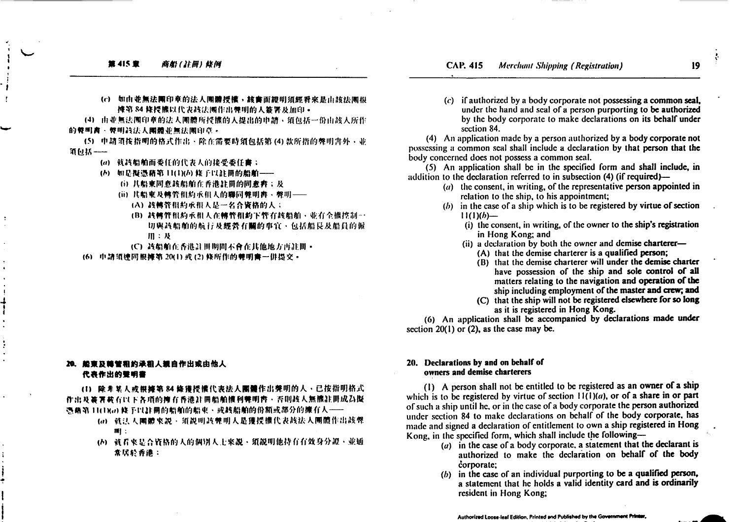(*c*) 如由並無法團印章的法人團體授權，該書面證明須經看來是由該法團根據第 84 條授權以代表該法團作出聲明的人簽署及加印。

(4) 由並無法團印章的法人團體所授權的人提出的申請，須包括一份由該人所作的聲明書，聲明該法人團體並無法團印章。

(5) 申請須按指明的格式作出，除在需要時須包括第 (4) 款所指的聲明書外，並須包括——

(*a*) 就該船舶而委任的代表人的接受委任書；

(*b*) 如是擬憑藉第 11(1)(*b*) 條予以註冊的船舶——

(i) 其船東同意該船舶在香港註冊的同意書；及

(ii) 其船東及轉管租約承租人的聯同聲明書，聲明——

(A) 該轉管租約承租人是一名合資格的人；

(B) 該轉管租約承租人在轉管租約下管有該船舶，並有全權控制一切與該船舶的航行及經營有關的事宜，包括船長及船員的僱用；及

(C) 該船舶在香港註冊期間不會在其他地方再註冊。

(6) 申請須連同根據第 20(1) 或 (2) 條所作的聲明書一併提交。

## 20. 船東及轉管租約承租人親自作出或由他人代表作出的聲明書

(1) 除非某人或根據第 84 條獲授權代表法人團體作出聲明的人，已按指明格式作出及簽署載有以下各項的擁有香港註冊船舶權利聲明書，否則該人無權註冊成為擬憑藉第 11(1)(*a*) 條予以註冊的船舶的船東，或該船舶的份額或部分的擁有人——

(*a*) 就法人團體來說，須說明該聲明人是獲授權代表該法人團體作出該聲明；

(*b*) 就看來是合資格的人的個別人士來說，須說明他持有有效身分證，並通常居於香港；

---

(*c*) if authorized by a body corporate not possessing a common seal, under the hand and seal of a person purporting to be authorized by the body corporate to make declarations on its behalf under section 84.

(4) An application made by a person authorized by a body corporate not possessing a common seal shall include a declaration by that person that the body concerned does not possess a common seal.

(5) An application shall be in the specified form and shall include, in addition to the declaration referred to in subsection (4) (if required)—

(*a*) the consent, in writing, of the representative person appointed in relation to the ship, to his appointment;

(*b*) in the case of a ship which is to be registered by virtue of section 11(1)(*b*)—

(i) the consent, in writing, of the owner to the ship's registration in Hong Kong; and

(ii) a declaration by both the owner and demise charterer—

(A) that the demise charterer is a qualified person;

(B) that the demise charterer will under the demise charter have possession of the ship and sole control of all matters relating to the navigation and operation of the ship including employment of the master and crew; and

(C) that the ship will not be registered elsewhere for so long as it is registered in Hong Kong.

(6) An application shall be accompanied by declarations made under section 20(1) or (2), as the case may be.

## 20. Declarations by and on behalf of owners and demise charterers

(1) A person shall not be entitled to be registered as an owner of a ship which is to be registered by virtue of section 11(1)(*a*), or of a share in or part of such a ship until he, or in the case of a body corporate the person authorized under section 84 to make declarations on behalf of the body corporate, has made and signed a declaration of entitlement to own a ship registered in Hong Kong, in the specified form, which shall include the following—

(*a*) in the case of a body corporate, a statement that the declarant is authorized to make the declaration on behalf of the body corporate;

(*b*) in the case of an individual purporting to be a qualified person, a statement that he holds a valid identity card and is ordinarily resident in Hong Kong;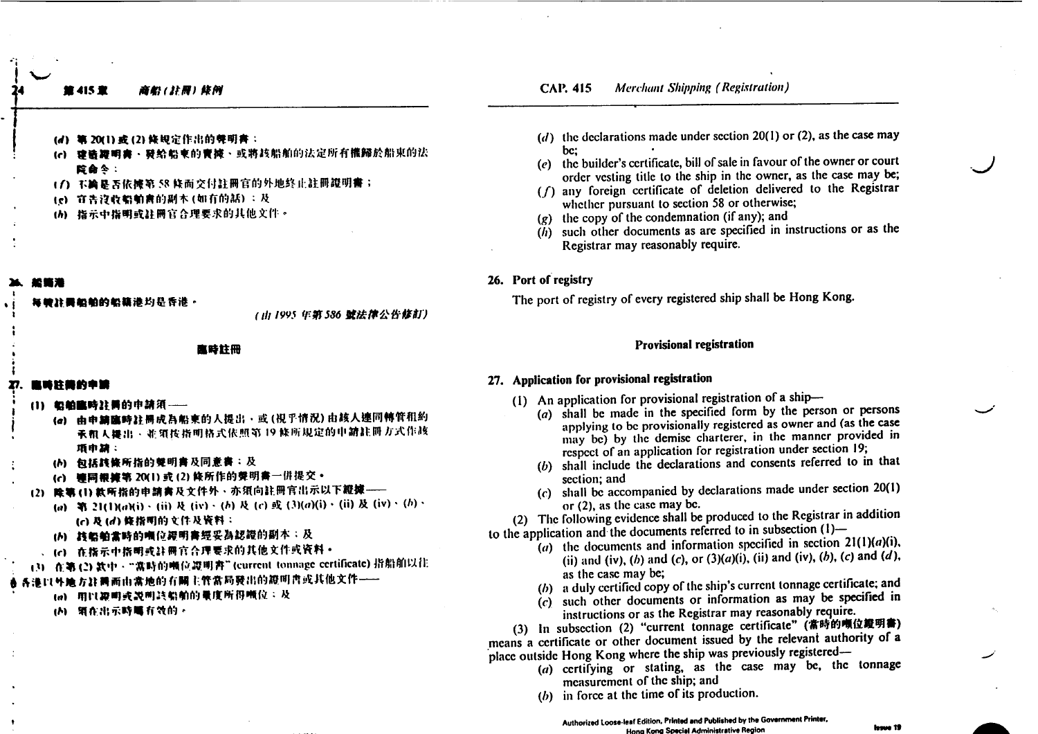(*d*) 第 20(1) 或 (2) 條規定作出的聲明書；
(*e*) 建造證明書、賣給船東的賣據、或將該船舶的法定所有權歸於船東的法院命令；
(*f*) 不論是否依據第 58 條而交付註冊官的外地終止註冊證明書；
(*g*) 宣告沒收船舶書的副本 (如有的話)；及
(*h*) 指示中指明或註冊官合理要求的其他文件。

## 26. 船籍港

每艘註冊船舶的船籍港均是香港。

(由 1995 年第 586 號法律公告修訂)

### 臨時註冊

## 27. 臨時註冊的申請

(1) 船舶臨時註冊的申請須——
(*a*) 由申請臨時註冊成為船東的人提出，或 (視乎情況) 由該人連同轉管租約承租人提出，並須按指明格式依照第 19 條所規定的申請註冊方式作該項申請；
(*b*) 包括該條所指的聲明書及同意書；及
(*c*) 連同根據第 20(1) 或 (2) 條所作的聲明書一併提交。

(2) 除第 (1) 款所指的申請書及文件外，亦須向註冊官出示以下證據——
(*a*) 第 21(1)(*a*)(i)、(ii) 及 (iv)、(*b*) 及 (*c*) 或 (3)(*a*)(i)、(ii) 及 (iv)、(*b*)、(*c*) 及 (*d*) 條指明的文件及資料；
(*b*) 該船舶當時的噸位證明書經妥為認證的副本；及
(*c*) 在指示中指明或註冊官合理要求的其他文件或資料。

(3) 在第 (2) 款中，"當時的噸位證明書" (current tonnage certificate) 指船舶以往在香港以外地方註冊而由當地的有關主管當局發出的證明書或其他文件——
(*a*) 用以證明或說明該船舶的量度所得噸位；及
(*b*) 須在出示時屬有效的。

(*d*) the declarations made under section 20(1) or (2), as the case may be;
(*e*) the builder's certificate, bill of sale in favour of the owner or court order vesting title to the ship in the owner, as the case may be;
(*f*) any foreign certificate of deletion delivered to the Registrar whether pursuant to section 58 or otherwise;
(*g*) the copy of the condemnation (if any); and
(*h*) such other documents as are specified in instructions or as the Registrar may reasonably require.

## 26. Port of registry

The port of registry of every registered ship shall be Hong Kong.

### Provisional registration

## 27. Application for provisional registration

(1) An application for provisional registration of a ship—
(*a*) shall be made in the specified form by the person or persons applying to be provisionally registered as owner and (as the case may be) by the demise charterer, in the manner provided in respect of an application for registration under section 19;
(*b*) shall include the declarations and consents referred to in that section; and
(*c*) shall be accompanied by declarations made under section 20(1) or (2), as the case may be.

(2) The following evidence shall be produced to the Registrar in addition to the application and the documents referred to in subsection (1)—
(*a*) the documents and information specified in section 21(1)(*a*)(i), (ii) and (iv), (*b*) and (*c*), or (3)(*a*)(i), (ii) and (iv), (*b*), (*c*) and (*d*), as the case may be;
(*b*) a duly certified copy of the ship's current tonnage certificate; and
(*c*) such other documents or information as may be specified in instructions or as the Registrar may reasonably require.

(3) In subsection (2) "current tonnage certificate" (當時的噸位證明書) means a certificate or other document issued by the relevant authority of a place outside Hong Kong where the ship was previously registered—
(*a*) certifying or stating, as the case may be, the tonnage measurement of the ship; and
(*b*) in force at the time of its production.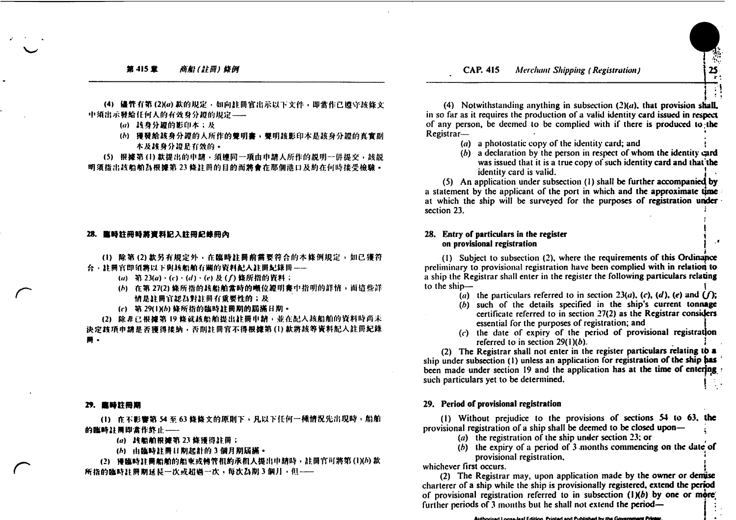(4) 儘管有第 (2)(*a*) 款的規定，如向註冊官出示以下文件，即當作已遵守該條文中須出示發給任何人的有效身分證的規定——

(*a*) 該身分證的影印本；及

(*b*) 獲發給該身分證的人所作的聲明書，聲明該影印本是該身分證的真實副本及該身分證是有效的。

(5) 根據第 (1) 款提出的申請，須連同一項由申請人所作的說明一併提交，該說明須指出該船舶為根據第 23 條註冊的目的而將會在那個港口及約在何時接受檢驗。

**28. 臨時註冊時將資料記入註冊紀錄冊內**

(1) 除第 (2) 款另有規定外，在臨時註冊前需要符合的本條例規定，如已獲符合，註冊官即須將以下與該船舶有關的資料記入註冊紀錄冊——

(*a*) 第 23(*a*)、(*c*)、(*d*)、(*e*) 及 (*f*) 條所指的資料；

(*b*) 在第 27(2) 條所指的該船舶當時的噸位證明書中指明的詳情，而這些詳情是註冊官認為對註冊有重要性的；及

(*c*) 第 29(1)(*b*) 條所指的臨時註冊期的屆滿日期。

(2) 除非已根據第 19 條就該船舶提出註冊申請，並在記入該船舶的資料時尚未決定該項申請是否獲得接納，否則註冊官不得根據第 (1) 款將該等資料記入註冊紀錄冊。

**29. 臨時註冊期**

(1) 在不影響第 54 至 63 條條文的原則下，凡以下任何一種情況先出現時，船舶的臨時註冊即當作終止——

(*a*) 該船舶根據第 23 條獲得註冊；

(*b*) 由臨時註冊日期起計的 3 個月期屆滿。

(2) 獲臨時註冊船舶的船東或轉管租約的承租人提出申請時，註冊官可將第 (1)(*b*) 款所指的臨時註冊期延長一次或超過一次，每次為期 3 個月，但——

(4) Notwithstanding anything in subsection (2)(*a*), that provision shall, in so far as it requires the production of a valid identity card issued in respect of any person, be deemed to be complied with if there is produced to the Registrar—

(*a*) a photostatic copy of the identity card; and

(*b*) a declaration by the person in respect of whom the identity card was issued that it is a true copy of such identity card and that the identity card is valid.

(5) An application under subsection (1) shall be further accompanied by a statement by the applicant of the port in which and the approximate time at which the ship will be surveyed for the purposes of registration under section 23.

**28. Entry of particulars in the register on provisional registration**

(1) Subject to subsection (2), where the requirements of this Ordinance preliminary to provisional registration have been complied with in relation to a ship the Registrar shall enter in the register the following particulars relating to the ship—

(*a*) the particulars referred to in section 23(*a*), (*c*), (*d*), (*e*) and (*f*);

(*b*) such of the details specified in the ship's current tonnage certificate referred to in section 27(2) as the Registrar considers essential for the purposes of registration; and

(*c*) the date of expiry of the period of provisional registration referred to in section 29(1)(*b*).

(2) The Registrar shall not enter in the register particulars relating to a ship under subsection (1) unless an application for registration of the ship has been made under section 19 and the application has at the time of entering such particulars yet to be determined.

**29. Period of provisional registration**

(1) Without prejudice to the provisions of sections 54 to 63, the provisional registration of a ship shall be deemed to be closed upon—

(*a*) the registration of the ship under section 23; or

(*b*) the expiry of a period of 3 months commencing on the date of provisional registration,

whichever first occurs.

(2) The Registrar may, upon application made by the owner or demise charterer of a ship while the ship is provisionally registered, extend the period of provisional registration referred to in subsection (1)(*b*) by one or more further periods of 3 months but he shall not extend the period—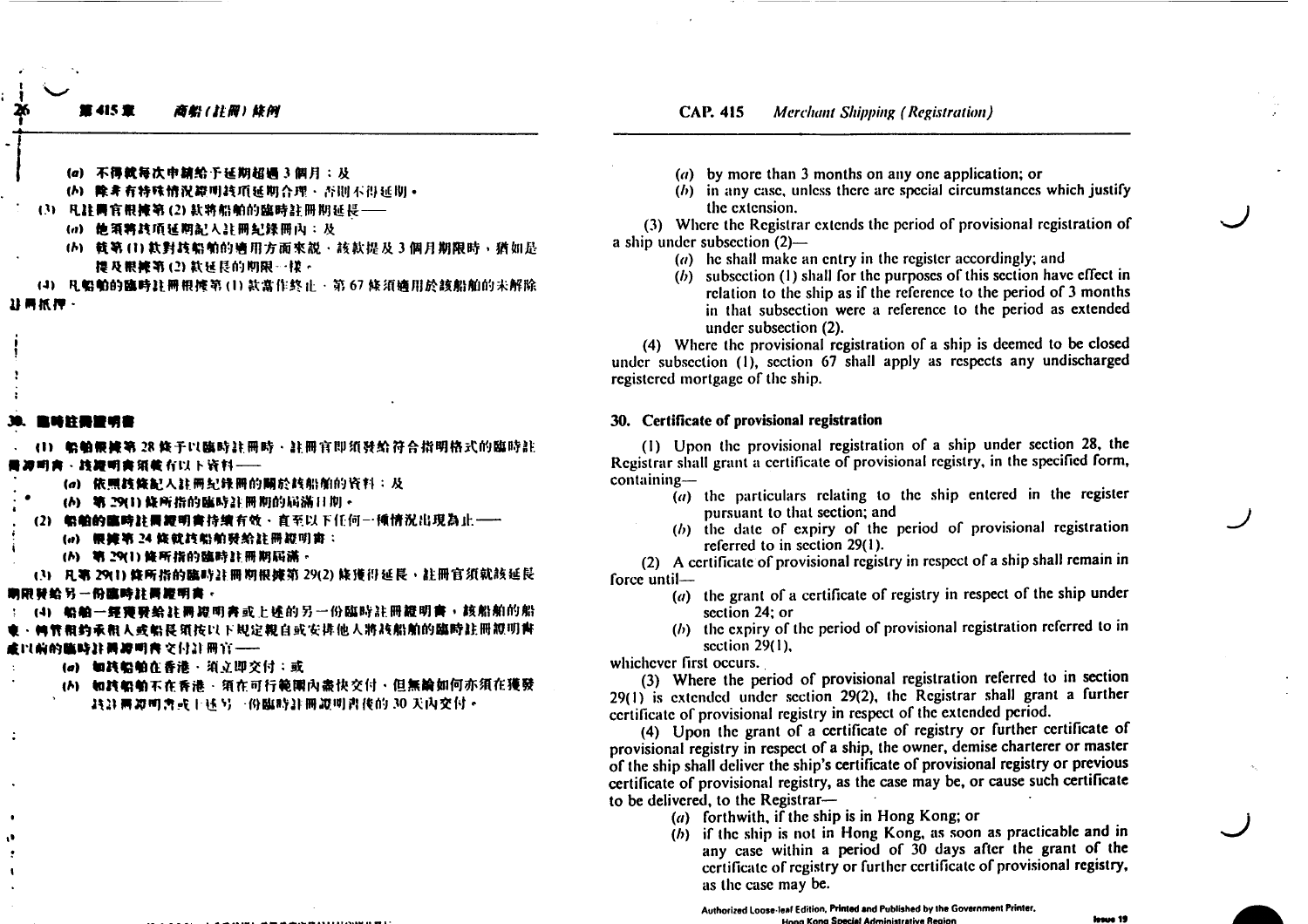(a) 不得就每次申請給予延期超過 3 個月；及
(b) 除非有特殊情況證明該項延期合理，否則不得延期。

(3) 凡註冊官根據第 (2) 款將船舶的臨時註冊期延長——

(a) 他須將該項延期記入註冊紀錄冊內；及
(b) 就第 (1) 款對該船舶的適用方面來說，該款提及 3 個月期限時，猶如是提及根據第 (2) 款延長的期限一樣。

(4) 凡船舶的臨時註冊根據第 (1) 款當作終止，第 67 條須適用於該船舶的未解除註冊抵押。

## 30. 臨時註冊證明書

(1) 船舶根據第 28 條予以臨時註冊時，註冊官即須發給符合指明格式的臨時註冊證明書，該證明書須載有以下資料——

(a) 依照該條記入註冊紀錄冊的關於該船舶的資料；及
(b) 第 29(1) 條所指的臨時註冊期的屆滿日期。

(2) 船舶的臨時註冊證明書持續有效，直至以下任何一種情況出現為止——

(a) 根據第 24 條就該船舶發給註冊證明書；
(b) 第 29(1) 條所指的臨時註冊期屆滿。

(3) 凡第 29(1) 條所指的臨時註冊期根據第 29(2) 條獲得延長，註冊官須就該延長期限發給另一份臨時註冊證明書。

(4) 船舶一經獲發給註冊證明書或上述的另一份臨時註冊證明書，該船舶的船東、轉管租約承租人或船長須按以下規定親自或安排他人將該船舶的臨時註冊證明書或以前的臨時註冊證明書交付註冊官——

(a) 如該船舶在香港，須立即交付；或
(b) 如該船舶不在香港，須在可行範圍內盡快交付，但無論如何亦須在獲發該註冊證明書或上述另一份臨時註冊證明書後的 30 天內交付。

(a) by more than 3 months on any one application; or
(b) in any case, unless there are special circumstances which justify the extension.

(3) Where the Registrar extends the period of provisional registration of a ship under subsection (2)—

(a) he shall make an entry in the register accordingly; and
(b) subsection (1) shall for the purposes of this section have effect in relation to the ship as if the reference to the period of 3 months in that subsection were a reference to the period as extended under subsection (2).

(4) Where the provisional registration of a ship is deemed to be closed under subsection (1), section 67 shall apply as respects any undischarged registered mortgage of the ship.

## 30. Certificate of provisional registration

(1) Upon the provisional registration of a ship under section 28, the Registrar shall grant a certificate of provisional registry, in the specified form, containing—

(a) the particulars relating to the ship entered in the register pursuant to that section; and
(b) the date of expiry of the period of provisional registration referred to in section 29(1).

(2) A certificate of provisional registry in respect of a ship shall remain in force until—

(a) the grant of a certificate of registry in respect of the ship under section 24; or
(b) the expiry of the period of provisional registration referred to in section 29(1),

whichever first occurs.

(3) Where the period of provisional registration referred to in section 29(1) is extended under section 29(2), the Registrar shall grant a further certificate of provisional registry in respect of the extended period.

(4) Upon the grant of a certificate of registry or further certificate of provisional registry in respect of a ship, the owner, demise charterer or master of the ship shall deliver the ship's certificate of provisional registry or previous certificate of provisional registry, as the case may be, or cause such certificate to be delivered, to the Registrar—

(a) forthwith, if the ship is in Hong Kong; or
(b) if the ship is not in Hong Kong, as soon as practicable and in any case within a period of 30 days after the grant of the certificate of registry or further certificate of provisional registry, as the case may be.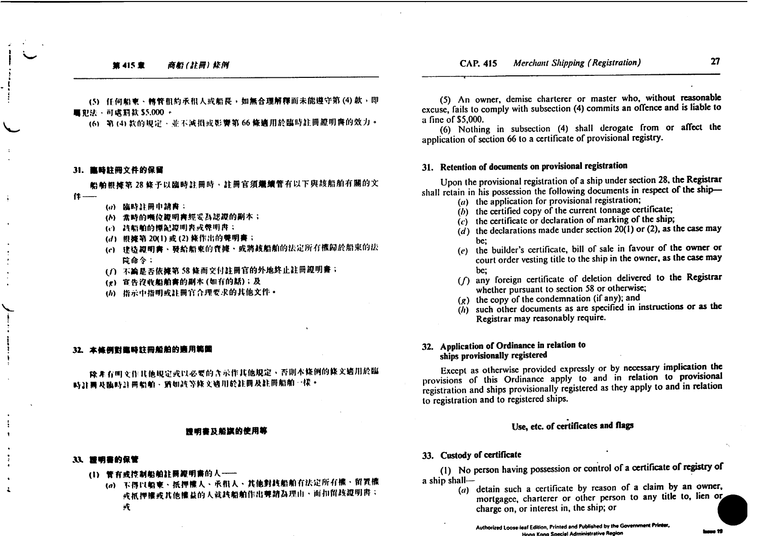(5) 任何船東、轉管租約承租人或船長，如無合理解釋而未能遵守第 (4) 款，即屬犯法，可處罰款 $5,000。

(6) 第 (4) 款的規定，並不減損或影響第 66 條適用於臨時註冊證明書的效力。

### 31. 臨時註冊文件的保留

船舶根據第 28 條予以臨時註冊時，註冊官須繼續管有以下與該船舶有關的文件——

- (*a*) 臨時註冊申請書；
- (*b*) 當時的噸位證明書經妥為認證的副本；
- (*c*) 該船舶的標記證明書或聲明書；
- (*d*) 根據第 20(1) 或 (2) 條作出的聲明書；
- (*e*) 建造證明書、發給船東的賣據，或將該船舶的法定所有權歸於船東的法院命令；
- (*f*) 不論是否依據第 58 條而交付註冊官的外地終止註冊證明書；
- (*g*) 宣告沒收船舶書的副本 (如有的話)；及
- (*h*) 指示中指明或註冊官合理要求的其他文件。

### 32. 本條例對臨時註冊船舶的適用範圍

除非有明文作其他規定或以必要的含示作其他規定，否則本條例的條文適用於臨時註冊及臨時註冊船舶，猶如該等條文適用於註冊及註冊船舶一樣。

## 證明書及船旗的使用等

### 33. 證明書的保管

(1) 管有或控制船舶註冊證明書的人——

- (*a*) 不得以船東、抵押權人、承租人、其他對該船舶有法定所有權、留置權或抵押權或其他權益的人就該船舶作出申索為理由，而扣留該證明書；或

---

(5) An owner, demise charterer or master who, without reasonable excuse, fails to comply with subsection (4) commits an offence and is liable to a fine of $5,000.

(6) Nothing in subsection (4) shall derogate from or affect the application of section 66 to a certificate of provisional registry.

### 31. Retention of documents on provisional registration

Upon the provisional registration of a ship under section 28, the Registrar shall retain in his possession the following documents in respect of the ship—

- (*a*) the application for provisional registration;
- (*b*) the certified copy of the current tonnage certificate;
- (*c*) the certificate or declaration of marking of the ship;
- (*d*) the declarations made under section 20(1) or (2), as the case may be;
- (*e*) the builder's certificate, bill of sale in favour of the owner or court order vesting title to the ship in the owner, as the case may be;
- (*f*) any foreign certificate of deletion delivered to the Registrar whether pursuant to section 58 or otherwise;
- (*g*) the copy of the condemnation (if any); and
- (*h*) such other documents as are specified in instructions or as the Registrar may reasonably require.

### 32. Application of Ordinance in relation to ships provisionally registered

Except as otherwise provided expressly or by necessary implication the provisions of this Ordinance apply to and in relation to provisional registration and ships provisionally registered as they apply to and in relation to registration and to registered ships.

## Use, etc. of certificates and flags

### 33. Custody of certificate

(1) No person having possession or control of a certificate of registry of a ship shall—

- (*a*) detain such a certificate by reason of a claim by an owner, mortgagee, charterer or other person to any title to, lien or charge on, or interest in, the ship; or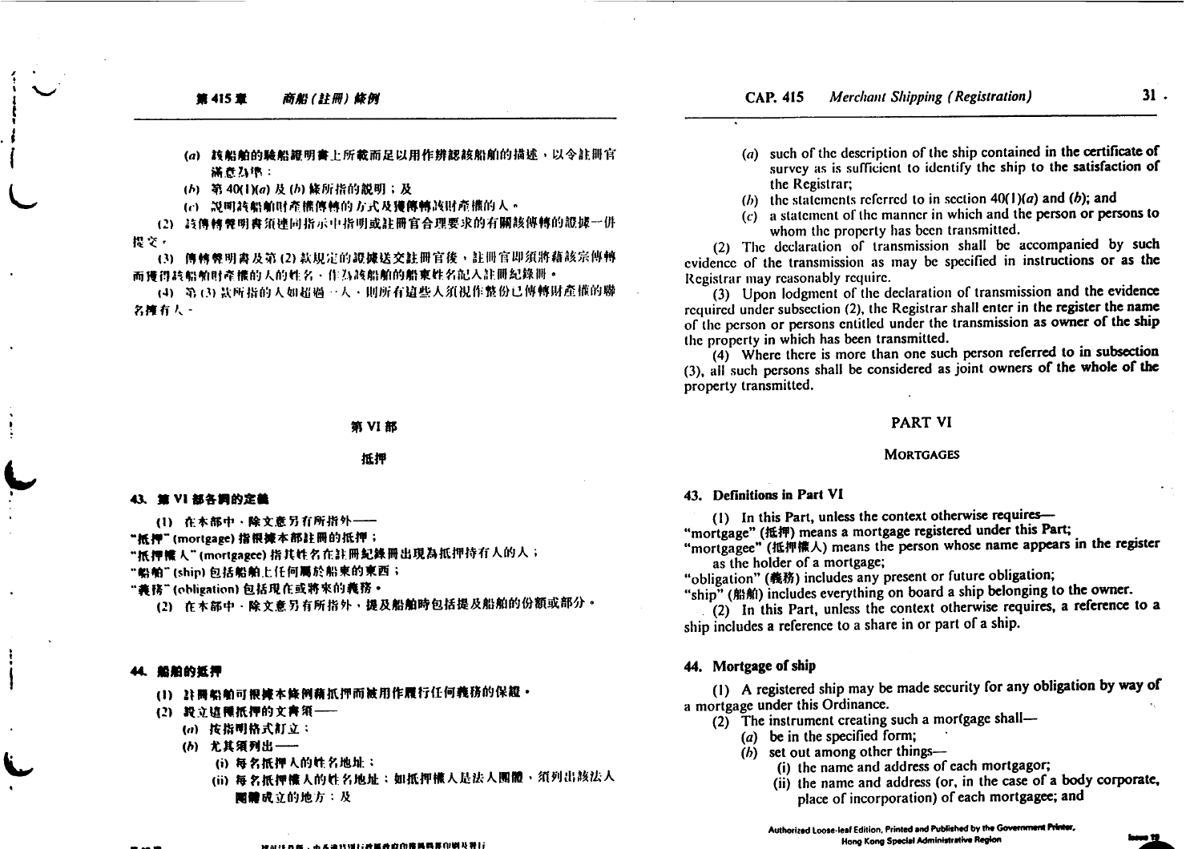(a) 該船舶的驗船證明書上所載而足以用作辨認該船舶的描述，以令註冊官滿意為準；

(b) 第 40(1)(a) 及 (b) 條所指的說明；及

(c) 說明該船舶財產權傳轉的方式及獲傳轉該財產權的人。

(2) 該傳轉聲明書須連同指示中指明或註冊官合理要求的有關該傳轉的證據一併提交。

(3) 傳轉聲明書及第 (2) 款規定的證據送交註冊官後，註冊官即須將藉該宗傳轉而獲得該船舶財產權的人的姓名，作為該船舶的船東姓名記入註冊紀錄冊。

(4) 第 (3) 款所指的人如超過一人，則所有這些人須視作整份已傳轉財產權的聯名擁有人。

## 第 VI 部

## 抵押

### 43. 第 VI 部各詞的定義

(1) 在本部中，除文意另有所指外——

"抵押" (mortgage) 指根據本部註冊的抵押；

"抵押權人" (mortgagee) 指其姓名在註冊紀錄冊出現為抵押持有人的人；

"船舶" (ship) 包括船舶上任何屬於船東的東西；

"義務" (obligation) 包括現在或將來的義務。

(2) 在本部中，除文意另有所指外，提及船舶時包括提及船舶的份額或部分。

### 44. 船舶的抵押

(1) 註冊船舶可根據本條例藉抵押而被用作履行任何義務的保證。

(2) 設立這種抵押的文書須——

(a) 按指明格式訂立；

(b) 尤其須列出——

(i) 每名抵押人的姓名地址；

(ii) 每名抵押權人的姓名地址；如抵押權人是法人團體，須列出該法人團體成立的地方；及

(a) such of the description of the ship contained in the certificate of survey as is sufficient to identify the ship to the satisfaction of the Registrar;

(b) the statements referred to in section 40(1)(a) and (b); and

(c) a statement of the manner in which and the person or persons to whom the property has been transmitted.

(2) The declaration of transmission shall be accompanied by such evidence of the transmission as may be specified in instructions or as the Registrar may reasonably require.

(3) Upon lodgment of the declaration of transmission and the evidence required under subsection (2), the Registrar shall enter in the register the name of the person or persons entitled under the transmission as owner of the ship the property in which has been transmitted.

(4) Where there is more than one such person referred to in subsection (3), all such persons shall be considered as joint owners of the whole of the property transmitted.

## PART VI

## MORTGAGES

### 43. Definitions in Part VI

(1) In this Part, unless the context otherwise requires—

"mortgage" (抵押) means a mortgage registered under this Part;

"mortgagee" (抵押權人) means the person whose name appears in the register as the holder of a mortgage;

"obligation" (義務) includes any present or future obligation;

"ship" (船舶) includes everything on board a ship belonging to the owner.

(2) In this Part, unless the context otherwise requires, a reference to a ship includes a reference to a share in or part of a ship.

### 44. Mortgage of ship

(1) A registered ship may be made security for any obligation by way of a mortgage under this Ordinance.

(2) The instrument creating such a mortgage shall—

(a) be in the specified form;

(b) set out among other things—

(i) the name and address of each mortgagor;

(ii) the name and address (or, in the case of a body corporate, place of incorporation) of each mortgagee; and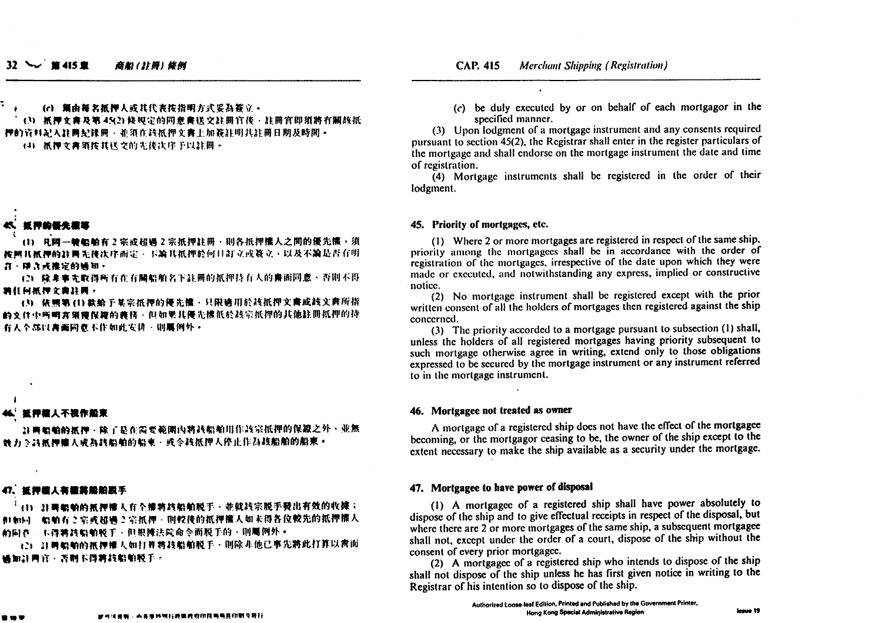(c) 須由每名抵押人或其代表按指明方式妥為簽立。

(3) 抵押文書及第45(2)條規定的同意書送交註冊官後，註冊官即須將有關該抵押的資料記入註冊紀錄冊，並須在該抵押文書上加簽註明其註冊日期及時間。

(4) 抵押文書須按其送交的先後次序予以註冊。

## 45. 抵押的優先權等

(1) 凡同一艘船舶有2宗或超過2宗抵押註冊，則各抵押權人之間的優先權，須按照其抵押的註冊先後次序而定，不論其抵押於何日訂立或簽立，以及不論是否有明示、隱含或推定的通知。

(2) 除非事先取得所有在有關船舶名下註冊的抵押持有人的書面同意，否則不得將任何抵押文書註冊。

(3) 依照第(1)款給予某宗抵押的優先權，只限適用於該抵押文書或該文書所指的文件中所明言須獲保證的義務，但如果其優先權低於該宗抵押的其他註冊抵押的持有人全部以書面同意不作如此安排，則屬例外。

## 46. 抵押權人不視作船東

註冊船舶的抵押，除了是在需要範圍內將該船舶用作該宗抵押的保證之外，並無效力令該抵押權人成為該船舶的船東，或令該抵押人停止作為該船舶的船東。

## 47. 抵押權人有權將船舶脫手

(1) 註冊船舶的抵押權人有全權將該船舶脫手，並就該宗脫手發出有效的收據；但如同一船舶有2宗或超過2宗抵押，則較後的抵押權人如未得各位較先的抵押權人的同意，不得將該船舶脫手，但根據法院命令而脫手的，則屬例外。

(2) 註冊船舶的抵押權人如打算將該船舶脫手，則除非他已事先將此打算以書面通知註冊官，否則不得將該船舶脫手。

(c) be duly executed by or on behalf of each mortgagor in the specified manner.

(3) Upon lodgment of a mortgage instrument and any consents required pursuant to section 45(2), the Registrar shall enter in the register particulars of the mortgage and shall endorse on the mortgage instrument the date and time of registration.

(4) Mortgage instruments shall be registered in the order of their lodgment.

## 45. Priority of mortgages, etc.

(1) Where 2 or more mortgages are registered in respect of the same ship, priority among the mortgagees shall be in accordance with the order of registration of the mortgages, irrespective of the date upon which they were made or executed, and notwithstanding any express, implied or constructive notice.

(2) No mortgage instrument shall be registered except with the prior written consent of all the holders of mortgages then registered against the ship concerned.

(3) The priority accorded to a mortgage pursuant to subsection (1) shall, unless the holders of all registered mortgages having priority subsequent to such mortgage otherwise agree in writing, extend only to those obligations expressed to be secured by the mortgage instrument or any instrument referred to in the mortgage instrument.

## 46. Mortgagee not treated as owner

A mortgage of a registered ship does not have the effect of the mortgagee becoming, or the mortgagor ceasing to be, the owner of the ship except to the extent necessary to make the ship available as a security under the mortgage.

## 47. Mortgagee to have power of disposal

(1) A mortgagee of a registered ship shall have power absolutely to dispose of the ship and to give effectual receipts in respect of the disposal, but where there are 2 or more mortgages of the same ship, a subsequent mortgagee shall not, except under the order of a court, dispose of the ship without the consent of every prior mortgagee.

(2) A mortgagee of a registered ship who intends to dispose of the ship shall not dispose of the ship unless he has first given notice in writing to the Registrar of his intention so to dispose of the ship.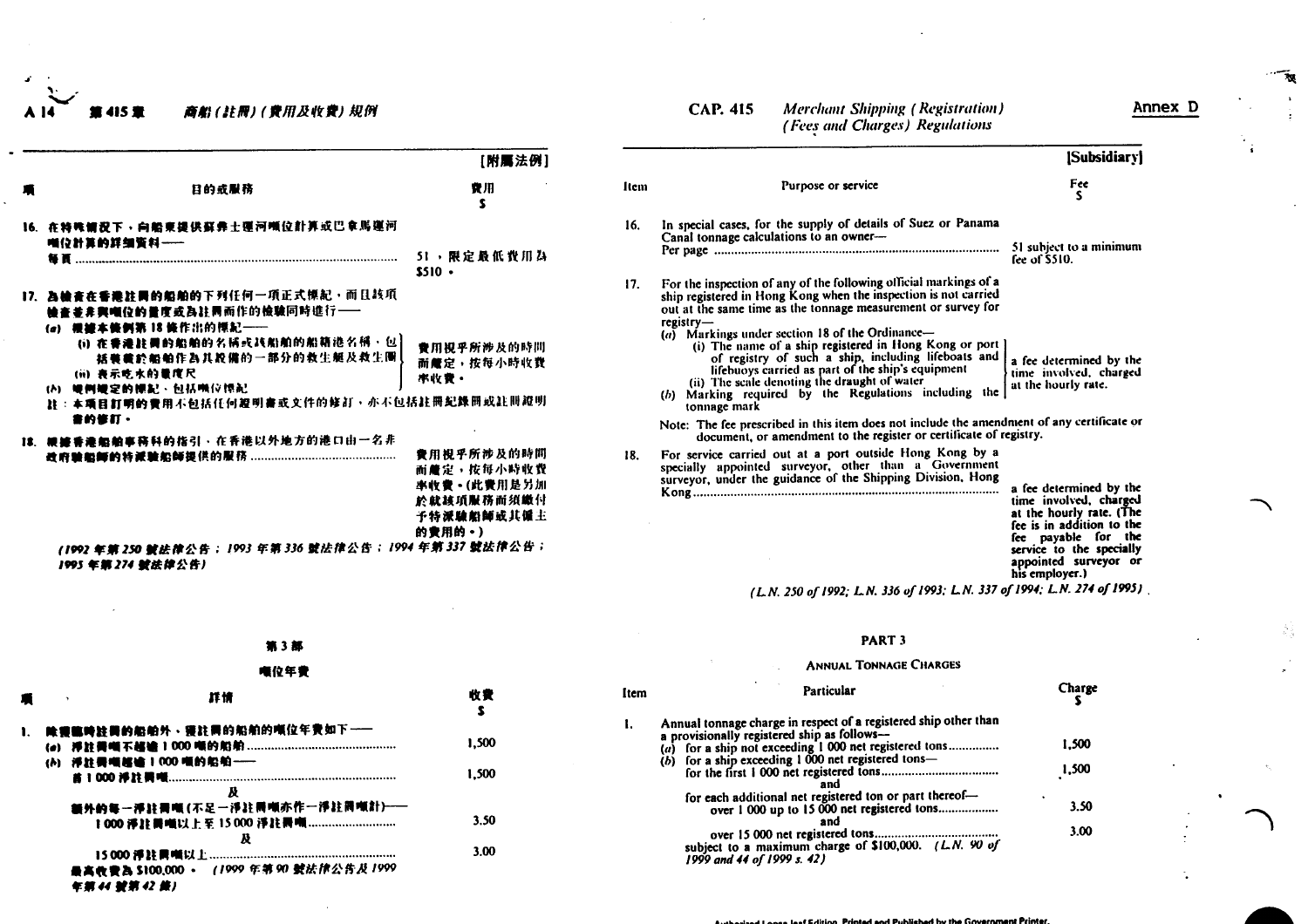Annex D

[附屬法例]

| 項 | 目的或服務 | 費用 $ |
|---|---|---|
| 16. | 在特殊情況下，向船東提供蘇彝士運河噸位計算或巴拿馬運河噸位計算的詳細資料——<br>每頁 | 51，限定最低費用為$510。 |
| 17. | 為檢查在香港註冊的船舶的下列任何一項正式標記，而且該項檢查並非與噸位的量度或為註冊而作的檢驗同時進行——<br>(a) 根據本條例第18條作出的標記——<br>(i) 在香港註冊的船舶的名稱或其船舶的船籍港名稱，包括裝載於船舶作為其設備的一部分的救生艇及救生圈<br>(ii) 表示吃水的量度尺<br>(b) 規例規定的標記，包括噸位標記 | 費用視乎所涉及的時間而釐定，按每小時收費率收費。 |
| | 註：本項目訂明的費用不包括任何證明書或文件的修訂，亦不包括註冊紀錄冊或註冊證明書的修訂。 | |
| 18. | 根據香港船舶事務科的指引，在香港以外地方的港口由一名非政府驗船師的特派驗船師提供的服務 | 費用視乎所涉及的時間而釐定，按每小時收費率收費。(此費用是另加於就該項服務而須繳付予特派驗船師或其僱主的費用的。) |

*(1992年第250號法律公告；1993年第336號法律公告；1994年第337號法律公告；1995年第274號法律公告)*

## 第3部

### 噸位年費

| 項 | 詳情 | 收費 $ |
|---|---|---|
| 1. | 除臨時註冊的船舶外，獲註冊的船舶的噸位年費如下—— | |
| | (a) 淨註冊噸不超逾1 000噸的船舶 | 1,500 |
| | (b) 淨註冊噸超逾1 000噸的船舶——<br>首1 000淨註冊噸 | 1,500 |
| | 及 | |
| | 額外的每一淨註冊噸(不足一淨註冊噸亦作一淨註冊噸計)——<br>1 000淨註冊噸以上至15 000淨註冊噸 | 3.50 |
| | 及 | |
| | 15 000淨註冊噸以上 | 3.00 |
| | 最高收費為$100,000。 *(1999年第90號法律公告及1999年第44號第42條)* | |

[Subsidiary]

| Item | Purpose or service | Fee $ |
|---|---|---|
| 16. | In special cases, for the supply of details of Suez or Panama Canal tonnage calculations to an owner—<br>Per page | 51 subject to a minimum fee of $510. |
| 17. | For the inspection of any of the following official markings of a ship registered in Hong Kong when the inspection is not carried out at the same time as the tonnage measurement or survey for registry—<br>(a) Markings under section 18 of the Ordinance—<br>(i) The name of a ship registered in Hong Kong or port of registry of such a ship, including lifeboats and lifebuoys carried as part of the ship's equipment<br>(ii) The scale denoting the draught of water<br>(b) Marking required by the Regulations including the tonnage mark | a fee determined by the time involved, charged at the hourly rate. |
| | Note: The fee prescribed in this item does not include the amendment of any certificate or document, or amendment to the register or certificate of registry. | |
| 18. | For service carried out at a port outside Hong Kong by a specially appointed surveyor, other than a Government surveyor, under the guidance of the Shipping Division, Hong Kong | a fee determined by the time involved, charged at the hourly rate. (The fee is in addition to the fee payable for the service to the specially appointed surveyor or his employer.) |

*(L.N. 250 of 1992; L.N. 336 of 1993; L.N. 337 of 1994; L.N. 274 of 1995)*

## PART 3

### ANNUAL TONNAGE CHARGES

| Item | Particular | Charge $ |
|---|---|---|
| 1. | Annual tonnage charge in respect of a registered ship other than a provisionally registered ship as follows— | |
| | (a) for a ship not exceeding 1 000 net registered tons | 1,500 |
| | (b) for a ship exceeding 1 000 net registered tons—<br>for the first 1 000 net registered tons | 1,500 |
| | and | |
| | for each additional net registered ton or part thereof—<br>over 1 000 up to 15 000 net registered tons | 3.50 |
| | and | |
| | over 15 000 net registered tons | 3.00 |
| | subject to a maximum charge of $100,000. *(L.N. 90 of 1999 and 44 of 1999 s. 42)* | |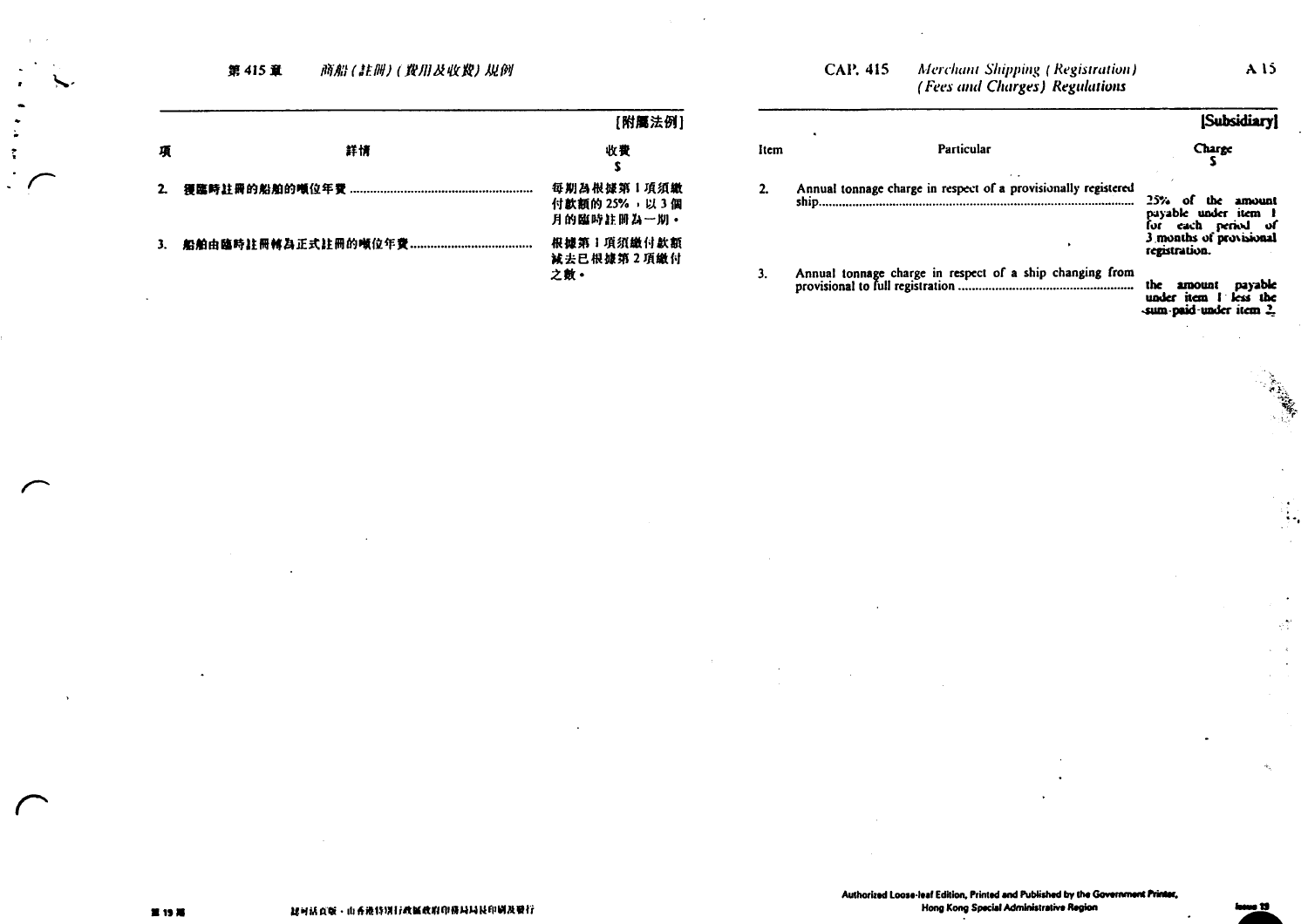[附屬法例]

| 項 | 詳情 | 收費 $ |
| --- | --- | --- |
| 2. | 獲臨時註冊的船舶的噸位年費 | 每期為根據第1項須繳付款額的25%，以3個月的臨時註冊為一期。 |
| 3. | 船舶由臨時註冊轉為正式註冊的噸位年費 | 根據第1項須繳付款額減去已根據第2項繳付之數。 |

[Subsidiary]

| Item | Particular | Charge $ |
| --- | --- | --- |
| 2. | Annual tonnage charge in respect of a provisionally registered ship | 25% of the amount payable under item 1 for each period of 3 months of provisional registration. |
| 3. | Annual tonnage charge in respect of a ship changing from provisional to full registration | the amount payable under item 1 less the sum paid under item 2. |